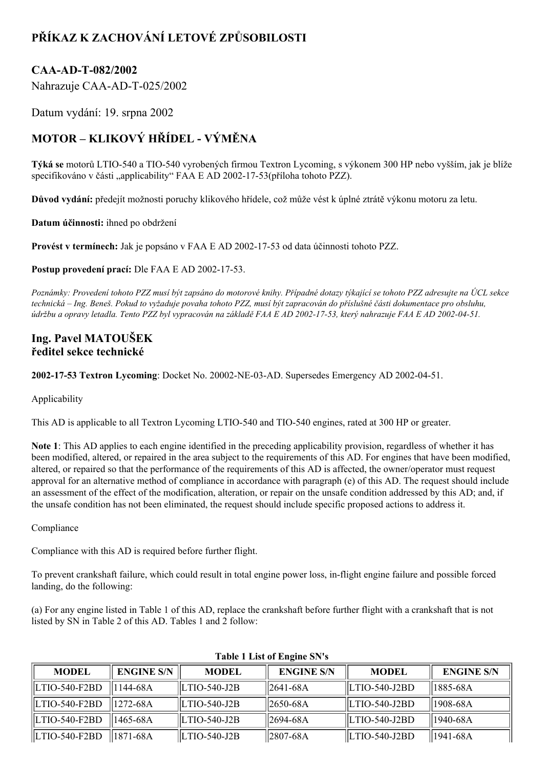# PŘÍKAZ K ZACHOVÁNÍ LETOVÉ ZPŮSOBILOSTI

## CAA-AD-T-082/2002

Nahrazuje CAA-AD-T-025/2002

Datum vydání: 19. srpna 2002

## MOTOR – KLIKOVÝ HŘÍDEL - VÝMĚNA

**Týká se** motorů LTIO-540 a TIO-540 vyrobených firmou Textron Lycoming, s výkonem 300 HP nebo vyšším, jak je blíže specifikováno v části „applicability" FAA E AD 2002-17-53(příloha tohoto PZZ).

**Důvod vydání:** předejít možnosti poruchy klikového hřídele, což může vést k úplné ztrátě výkonu motoru za letu.

**Datum účinnosti:** ihned po obdržení

**Provést v termínech:** Jak je popsáno v FAA E AD 2002-17-53 od data účinnosti tohoto PZZ.

**Postup provedení prací:** Dle FAA E AD 2002-17-53.

*Poznámky: Provedení tohoto PZZ musí být zapsáno do motorové knihy. Případné dotazy týkající se tohoto PZZ adresujte na ÚCL sekce technická – Ing. Beneš. Pokud to vyžaduje povaha tohoto PZZ, musí být zapracován do příslušné části dokumentace pro obsluhu, údržbu a opravy letadla. Tento PZZ byl vypracován na základě FAA E AD 2002-17-53, který nahrazuje FAA E AD 2002-04-51.*

### Ing. Pavel MATOUŠEK
### ředitel sekce technické

**2002-17-53 Textron Lycoming**: Docket No. 20002-NE-03-AD. Supersedes Emergency AD 2002-04-51.

Applicability

This AD is applicable to all Textron Lycoming LTIO-540 and TIO-540 engines, rated at 300 HP or greater.

**Note 1**: This AD applies to each engine identified in the preceding applicability provision, regardless of whether it has been modified, altered, or repaired in the area subject to the requirements of this AD. For engines that have been modified, altered, or repaired so that the performance of the requirements of this AD is affected, the owner/operator must request approval for an alternative method of compliance in accordance with paragraph (e) of this AD. The request should include an assessment of the effect of the modification, alteration, or repair on the unsafe condition addressed by this AD; and, if the unsafe condition has not been eliminated, the request should include specific proposed actions to address it.

Compliance

Compliance with this AD is required before further flight.

To prevent crankshaft failure, which could result in total engine power loss, in-flight engine failure and possible forced landing, do the following:

(a) For any engine listed in Table 1 of this AD, replace the crankshaft before further flight with a crankshaft that is not listed by SN in Table 2 of this AD. Tables 1 and 2 follow:

**Table 1 List of Engine SN's**

| MODEL | ENGINE S/N | MODEL | ENGINE S/N | MODEL | ENGINE S/N |
|---|---|---|---|---|---|
| LTIO-540-F2BD | 1144-68A | LTIO-540-J2B | 2641-68A | LTIO-540-J2BD | 1885-68A |
| LTIO-540-F2BD | 1272-68A | LTIO-540-J2B | 2650-68A | LTIO-540-J2BD | 1908-68A |
| LTIO-540-F2BD | 1465-68A | LTIO-540-J2B | 2694-68A | LTIO-540-J2BD | 1940-68A |
| LTIO-540-F2BD | 1871-68A | LTIO-540-J2B | 2807-68A | LTIO-540-J2BD | 1941-68A |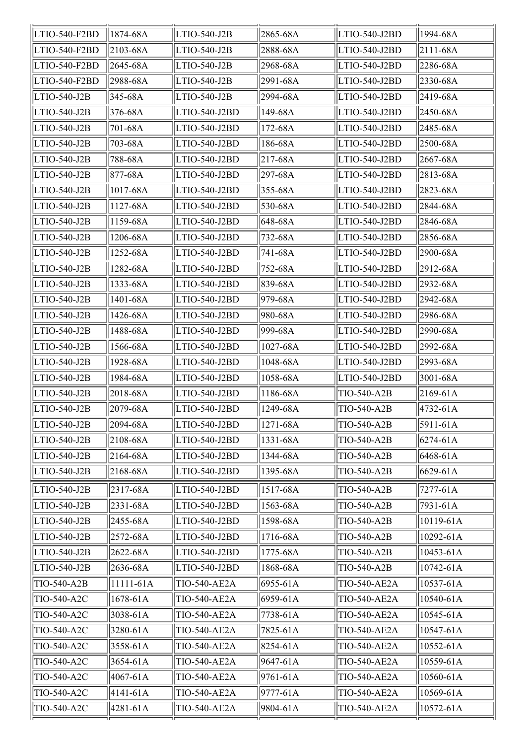| | | | | | |
|---|---|---|---|---|---|
| LTIO-540-F2BD | 1874-68A | LTIO-540-J2B | 2865-68A | LTIO-540-J2BD | 1994-68A |
| LTIO-540-F2BD | 2103-68A | LTIO-540-J2B | 2888-68A | LTIO-540-J2BD | 2111-68A |
| LTIO-540-F2BD | 2645-68A | LTIO-540-J2B | 2968-68A | LTIO-540-J2BD | 2286-68A |
| LTIO-540-F2BD | 2988-68A | LTIO-540-J2B | 2991-68A | LTIO-540-J2BD | 2330-68A |
| LTIO-540-J2B | 345-68A | LTIO-540-J2B | 2994-68A | LTIO-540-J2BD | 2419-68A |
| LTIO-540-J2B | 376-68A | LTIO-540-J2BD | 149-68A | LTIO-540-J2BD | 2450-68A |
| LTIO-540-J2B | 701-68A | LTIO-540-J2BD | 172-68A | LTIO-540-J2BD | 2485-68A |
| LTIO-540-J2B | 703-68A | LTIO-540-J2BD | 186-68A | LTIO-540-J2BD | 2500-68A |
| LTIO-540-J2B | 788-68A | LTIO-540-J2BD | 217-68A | LTIO-540-J2BD | 2667-68A |
| LTIO-540-J2B | 877-68A | LTIO-540-J2BD | 297-68A | LTIO-540-J2BD | 2813-68A |
| LTIO-540-J2B | 1017-68A | LTIO-540-J2BD | 355-68A | LTIO-540-J2BD | 2823-68A |
| LTIO-540-J2B | 1127-68A | LTIO-540-J2BD | 530-68A | LTIO-540-J2BD | 2844-68A |
| LTIO-540-J2B | 1159-68A | LTIO-540-J2BD | 648-68A | LTIO-540-J2BD | 2846-68A |
| LTIO-540-J2B | 1206-68A | LTIO-540-J2BD | 732-68A | LTIO-540-J2BD | 2856-68A |
| LTIO-540-J2B | 1252-68A | LTIO-540-J2BD | 741-68A | LTIO-540-J2BD | 2900-68A |
| LTIO-540-J2B | 1282-68A | LTIO-540-J2BD | 752-68A | LTIO-540-J2BD | 2912-68A |
| LTIO-540-J2B | 1333-68A | LTIO-540-J2BD | 839-68A | LTIO-540-J2BD | 2932-68A |
| LTIO-540-J2B | 1401-68A | LTIO-540-J2BD | 979-68A | LTIO-540-J2BD | 2942-68A |
| LTIO-540-J2B | 1426-68A | LTIO-540-J2BD | 980-68A | LTIO-540-J2BD | 2986-68A |
| LTIO-540-J2B | 1488-68A | LTIO-540-J2BD | 999-68A | LTIO-540-J2BD | 2990-68A |
| LTIO-540-J2B | 1566-68A | LTIO-540-J2BD | 1027-68A | LTIO-540-J2BD | 2992-68A |
| LTIO-540-J2B | 1928-68A | LTIO-540-J2BD | 1048-68A | LTIO-540-J2BD | 2993-68A |
| LTIO-540-J2B | 1984-68A | LTIO-540-J2BD | 1058-68A | LTIO-540-J2BD | 3001-68A |
| LTIO-540-J2B | 2018-68A | LTIO-540-J2BD | 1186-68A | TIO-540-A2B | 2169-61A |
| LTIO-540-J2B | 2079-68A | LTIO-540-J2BD | 1249-68A | TIO-540-A2B | 4732-61A |
| LTIO-540-J2B | 2094-68A | LTIO-540-J2BD | 1271-68A | TIO-540-A2B | 5911-61A |
| LTIO-540-J2B | 2108-68A | LTIO-540-J2BD | 1331-68A | TIO-540-A2B | 6274-61A |
| LTIO-540-J2B | 2164-68A | LTIO-540-J2BD | 1344-68A | TIO-540-A2B | 6468-61A |
| LTIO-540-J2B | 2168-68A | LTIO-540-J2BD | 1395-68A | TIO-540-A2B | 6629-61A |
| LTIO-540-J2B | 2317-68A | LTIO-540-J2BD | 1517-68A | TIO-540-A2B | 7277-61A |
| LTIO-540-J2B | 2331-68A | LTIO-540-J2BD | 1563-68A | TIO-540-A2B | 7931-61A |
| LTIO-540-J2B | 2455-68A | LTIO-540-J2BD | 1598-68A | TIO-540-A2B | 10119-61A |
| LTIO-540-J2B | 2572-68A | LTIO-540-J2BD | 1716-68A | TIO-540-A2B | 10292-61A |
| LTIO-540-J2B | 2622-68A | LTIO-540-J2BD | 1775-68A | TIO-540-A2B | 10453-61A |
| LTIO-540-J2B | 2636-68A | LTIO-540-J2BD | 1868-68A | TIO-540-A2B | 10742-61A |
| TIO-540-A2B | 11111-61A | TIO-540-AE2A | 6955-61A | TIO-540-AE2A | 10537-61A |
| TIO-540-A2C | 1678-61A | TIO-540-AE2A | 6959-61A | TIO-540-AE2A | 10540-61A |
| TIO-540-A2C | 3038-61A | TIO-540-AE2A | 7738-61A | TIO-540-AE2A | 10545-61A |
| TIO-540-A2C | 3280-61A | TIO-540-AE2A | 7825-61A | TIO-540-AE2A | 10547-61A |
| TIO-540-A2C | 3558-61A | TIO-540-AE2A | 8254-61A | TIO-540-AE2A | 10552-61A |
| TIO-540-A2C | 3654-61A | TIO-540-AE2A | 9647-61A | TIO-540-AE2A | 10559-61A |
| TIO-540-A2C | 4067-61A | TIO-540-AE2A | 9761-61A | TIO-540-AE2A | 10560-61A |
| TIO-540-A2C | 4141-61A | TIO-540-AE2A | 9777-61A | TIO-540-AE2A | 10569-61A |
| TIO-540-A2C | 4281-61A | TIO-540-AE2A | 9804-61A | TIO-540-AE2A | 10572-61A |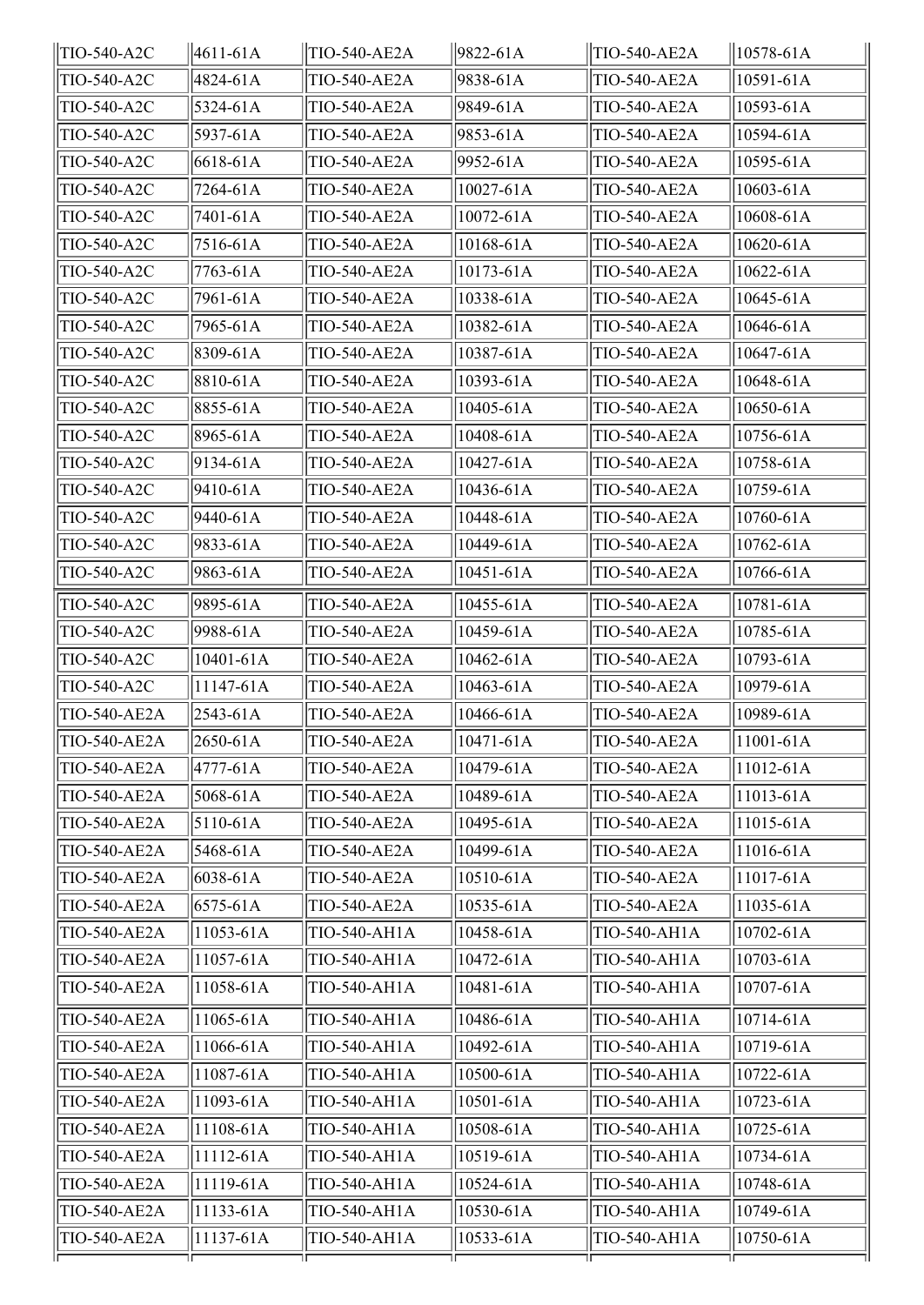| | | | | | |
|---|---|---|---|---|---|
| TIO-540-A2C | 4611-61A | TIO-540-AE2A | 9822-61A | TIO-540-AE2A | 10578-61A |
| TIO-540-A2C | 4824-61A | TIO-540-AE2A | 9838-61A | TIO-540-AE2A | 10591-61A |
| TIO-540-A2C | 5324-61A | TIO-540-AE2A | 9849-61A | TIO-540-AE2A | 10593-61A |
| TIO-540-A2C | 5937-61A | TIO-540-AE2A | 9853-61A | TIO-540-AE2A | 10594-61A |
| TIO-540-A2C | 6618-61A | TIO-540-AE2A | 9952-61A | TIO-540-AE2A | 10595-61A |
| TIO-540-A2C | 7264-61A | TIO-540-AE2A | 10027-61A | TIO-540-AE2A | 10603-61A |
| TIO-540-A2C | 7401-61A | TIO-540-AE2A | 10072-61A | TIO-540-AE2A | 10608-61A |
| TIO-540-A2C | 7516-61A | TIO-540-AE2A | 10168-61A | TIO-540-AE2A | 10620-61A |
| TIO-540-A2C | 7763-61A | TIO-540-AE2A | 10173-61A | TIO-540-AE2A | 10622-61A |
| TIO-540-A2C | 7961-61A | TIO-540-AE2A | 10338-61A | TIO-540-AE2A | 10645-61A |
| TIO-540-A2C | 7965-61A | TIO-540-AE2A | 10382-61A | TIO-540-AE2A | 10646-61A |
| TIO-540-A2C | 8309-61A | TIO-540-AE2A | 10387-61A | TIO-540-AE2A | 10647-61A |
| TIO-540-A2C | 8810-61A | TIO-540-AE2A | 10393-61A | TIO-540-AE2A | 10648-61A |
| TIO-540-A2C | 8855-61A | TIO-540-AE2A | 10405-61A | TIO-540-AE2A | 10650-61A |
| TIO-540-A2C | 8965-61A | TIO-540-AE2A | 10408-61A | TIO-540-AE2A | 10756-61A |
| TIO-540-A2C | 9134-61A | TIO-540-AE2A | 10427-61A | TIO-540-AE2A | 10758-61A |
| TIO-540-A2C | 9410-61A | TIO-540-AE2A | 10436-61A | TIO-540-AE2A | 10759-61A |
| TIO-540-A2C | 9440-61A | TIO-540-AE2A | 10448-61A | TIO-540-AE2A | 10760-61A |
| TIO-540-A2C | 9833-61A | TIO-540-AE2A | 10449-61A | TIO-540-AE2A | 10762-61A |
| TIO-540-A2C | 9863-61A | TIO-540-AE2A | 10451-61A | TIO-540-AE2A | 10766-61A |
| TIO-540-A2C | 9895-61A | TIO-540-AE2A | 10455-61A | TIO-540-AE2A | 10781-61A |
| TIO-540-A2C | 9988-61A | TIO-540-AE2A | 10459-61A | TIO-540-AE2A | 10785-61A |
| TIO-540-A2C | 10401-61A | TIO-540-AE2A | 10462-61A | TIO-540-AE2A | 10793-61A |
| TIO-540-A2C | 11147-61A | TIO-540-AE2A | 10463-61A | TIO-540-AE2A | 10979-61A |
| TIO-540-AE2A | 2543-61A | TIO-540-AE2A | 10466-61A | TIO-540-AE2A | 10989-61A |
| TIO-540-AE2A | 2650-61A | TIO-540-AE2A | 10471-61A | TIO-540-AE2A | 11001-61A |
| TIO-540-AE2A | 4777-61A | TIO-540-AE2A | 10479-61A | TIO-540-AE2A | 11012-61A |
| TIO-540-AE2A | 5068-61A | TIO-540-AE2A | 10489-61A | TIO-540-AE2A | 11013-61A |
| TIO-540-AE2A | 5110-61A | TIO-540-AE2A | 10495-61A | TIO-540-AE2A | 11015-61A |
| TIO-540-AE2A | 5468-61A | TIO-540-AE2A | 10499-61A | TIO-540-AE2A | 11016-61A |
| TIO-540-AE2A | 6038-61A | TIO-540-AE2A | 10510-61A | TIO-540-AE2A | 11017-61A |
| TIO-540-AE2A | 6575-61A | TIO-540-AE2A | 10535-61A | TIO-540-AE2A | 11035-61A |
| TIO-540-AE2A | 11053-61A | TIO-540-AH1A | 10458-61A | TIO-540-AH1A | 10702-61A |
| TIO-540-AE2A | 11057-61A | TIO-540-AH1A | 10472-61A | TIO-540-AH1A | 10703-61A |
| TIO-540-AE2A | 11058-61A | TIO-540-AH1A | 10481-61A | TIO-540-AH1A | 10707-61A |
| TIO-540-AE2A | 11065-61A | TIO-540-AH1A | 10486-61A | TIO-540-AH1A | 10714-61A |
| TIO-540-AE2A | 11066-61A | TIO-540-AH1A | 10492-61A | TIO-540-AH1A | 10719-61A |
| TIO-540-AE2A | 11087-61A | TIO-540-AH1A | 10500-61A | TIO-540-AH1A | 10722-61A |
| TIO-540-AE2A | 11093-61A | TIO-540-AH1A | 10501-61A | TIO-540-AH1A | 10723-61A |
| TIO-540-AE2A | 11108-61A | TIO-540-AH1A | 10508-61A | TIO-540-AH1A | 10725-61A |
| TIO-540-AE2A | 11112-61A | TIO-540-AH1A | 10519-61A | TIO-540-AH1A | 10734-61A |
| TIO-540-AE2A | 11119-61A | TIO-540-AH1A | 10524-61A | TIO-540-AH1A | 10748-61A |
| TIO-540-AE2A | 11133-61A | TIO-540-AH1A | 10530-61A | TIO-540-AH1A | 10749-61A |
| TIO-540-AE2A | 11137-61A | TIO-540-AH1A | 10533-61A | TIO-540-AH1A | 10750-61A |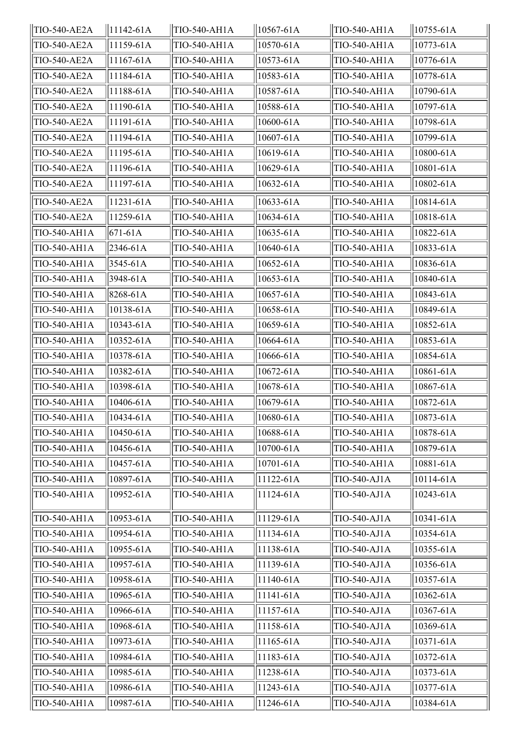| | | | | | |
|---|---|---|---|---|---|
| TIO-540-AE2A | 11142-61A | TIO-540-AH1A | 10567-61A | TIO-540-AH1A | 10755-61A |
| TIO-540-AE2A | 11159-61A | TIO-540-AH1A | 10570-61A | TIO-540-AH1A | 10773-61A |
| TIO-540-AE2A | 11167-61A | TIO-540-AH1A | 10573-61A | TIO-540-AH1A | 10776-61A |
| TIO-540-AE2A | 11184-61A | TIO-540-AH1A | 10583-61A | TIO-540-AH1A | 10778-61A |
| TIO-540-AE2A | 11188-61A | TIO-540-AH1A | 10587-61A | TIO-540-AH1A | 10790-61A |
| TIO-540-AE2A | 11190-61A | TIO-540-AH1A | 10588-61A | TIO-540-AH1A | 10797-61A |
| TIO-540-AE2A | 11191-61A | TIO-540-AH1A | 10600-61A | TIO-540-AH1A | 10798-61A |
| TIO-540-AE2A | 11194-61A | TIO-540-AH1A | 10607-61A | TIO-540-AH1A | 10799-61A |
| TIO-540-AE2A | 11195-61A | TIO-540-AH1A | 10619-61A | TIO-540-AH1A | 10800-61A |
| TIO-540-AE2A | 11196-61A | TIO-540-AH1A | 10629-61A | TIO-540-AH1A | 10801-61A |
| TIO-540-AE2A | 11197-61A | TIO-540-AH1A | 10632-61A | TIO-540-AH1A | 10802-61A |
| TIO-540-AE2A | 11231-61A | TIO-540-AH1A | 10633-61A | TIO-540-AH1A | 10814-61A |
| TIO-540-AE2A | 11259-61A | TIO-540-AH1A | 10634-61A | TIO-540-AH1A | 10818-61A |
| TIO-540-AH1A | 671-61A | TIO-540-AH1A | 10635-61A | TIO-540-AH1A | 10822-61A |
| TIO-540-AH1A | 2346-61A | TIO-540-AH1A | 10640-61A | TIO-540-AH1A | 10833-61A |
| TIO-540-AH1A | 3545-61A | TIO-540-AH1A | 10652-61A | TIO-540-AH1A | 10836-61A |
| TIO-540-AH1A | 3948-61A | TIO-540-AH1A | 10653-61A | TIO-540-AH1A | 10840-61A |
| TIO-540-AH1A | 8268-61A | TIO-540-AH1A | 10657-61A | TIO-540-AH1A | 10843-61A |
| TIO-540-AH1A | 10138-61A | TIO-540-AH1A | 10658-61A | TIO-540-AH1A | 10849-61A |
| TIO-540-AH1A | 10343-61A | TIO-540-AH1A | 10659-61A | TIO-540-AH1A | 10852-61A |
| TIO-540-AH1A | 10352-61A | TIO-540-AH1A | 10664-61A | TIO-540-AH1A | 10853-61A |
| TIO-540-AH1A | 10378-61A | TIO-540-AH1A | 10666-61A | TIO-540-AH1A | 10854-61A |
| TIO-540-AH1A | 10382-61A | TIO-540-AH1A | 10672-61A | TIO-540-AH1A | 10861-61A |
| TIO-540-AH1A | 10398-61A | TIO-540-AH1A | 10678-61A | TIO-540-AH1A | 10867-61A |
| TIO-540-AH1A | 10406-61A | TIO-540-AH1A | 10679-61A | TIO-540-AH1A | 10872-61A |
| TIO-540-AH1A | 10434-61A | TIO-540-AH1A | 10680-61A | TIO-540-AH1A | 10873-61A |
| TIO-540-AH1A | 10450-61A | TIO-540-AH1A | 10688-61A | TIO-540-AH1A | 10878-61A |
| TIO-540-AH1A | 10456-61A | TIO-540-AH1A | 10700-61A | TIO-540-AH1A | 10879-61A |
| TIO-540-AH1A | 10457-61A | TIO-540-AH1A | 10701-61A | TIO-540-AH1A | 10881-61A |
| TIO-540-AH1A | 10897-61A | TIO-540-AH1A | 11122-61A | TIO-540-AJ1A | 10114-61A |
| TIO-540-AH1A | 10952-61A | TIO-540-AH1A | 11124-61A | TIO-540-AJ1A | 10243-61A |
| TIO-540-AH1A | 10953-61A | TIO-540-AH1A | 11129-61A | TIO-540-AJ1A | 10341-61A |
| TIO-540-AH1A | 10954-61A | TIO-540-AH1A | 11134-61A | TIO-540-AJ1A | 10354-61A |
| TIO-540-AH1A | 10955-61A | TIO-540-AH1A | 11138-61A | TIO-540-AJ1A | 10355-61A |
| TIO-540-AH1A | 10957-61A | TIO-540-AH1A | 11139-61A | TIO-540-AJ1A | 10356-61A |
| TIO-540-AH1A | 10958-61A | TIO-540-AH1A | 11140-61A | TIO-540-AJ1A | 10357-61A |
| TIO-540-AH1A | 10965-61A | TIO-540-AH1A | 11141-61A | TIO-540-AJ1A | 10362-61A |
| TIO-540-AH1A | 10966-61A | TIO-540-AH1A | 11157-61A | TIO-540-AJ1A | 10367-61A |
| TIO-540-AH1A | 10968-61A | TIO-540-AH1A | 11158-61A | TIO-540-AJ1A | 10369-61A |
| TIO-540-AH1A | 10973-61A | TIO-540-AH1A | 11165-61A | TIO-540-AJ1A | 10371-61A |
| TIO-540-AH1A | 10984-61A | TIO-540-AH1A | 11183-61A | TIO-540-AJ1A | 10372-61A |
| TIO-540-AH1A | 10985-61A | TIO-540-AH1A | 11238-61A | TIO-540-AJ1A | 10373-61A |
| TIO-540-AH1A | 10986-61A | TIO-540-AH1A | 11243-61A | TIO-540-AJ1A | 10377-61A |
| TIO-540-AH1A | 10987-61A | TIO-540-AH1A | 11246-61A | TIO-540-AJ1A | 10384-61A |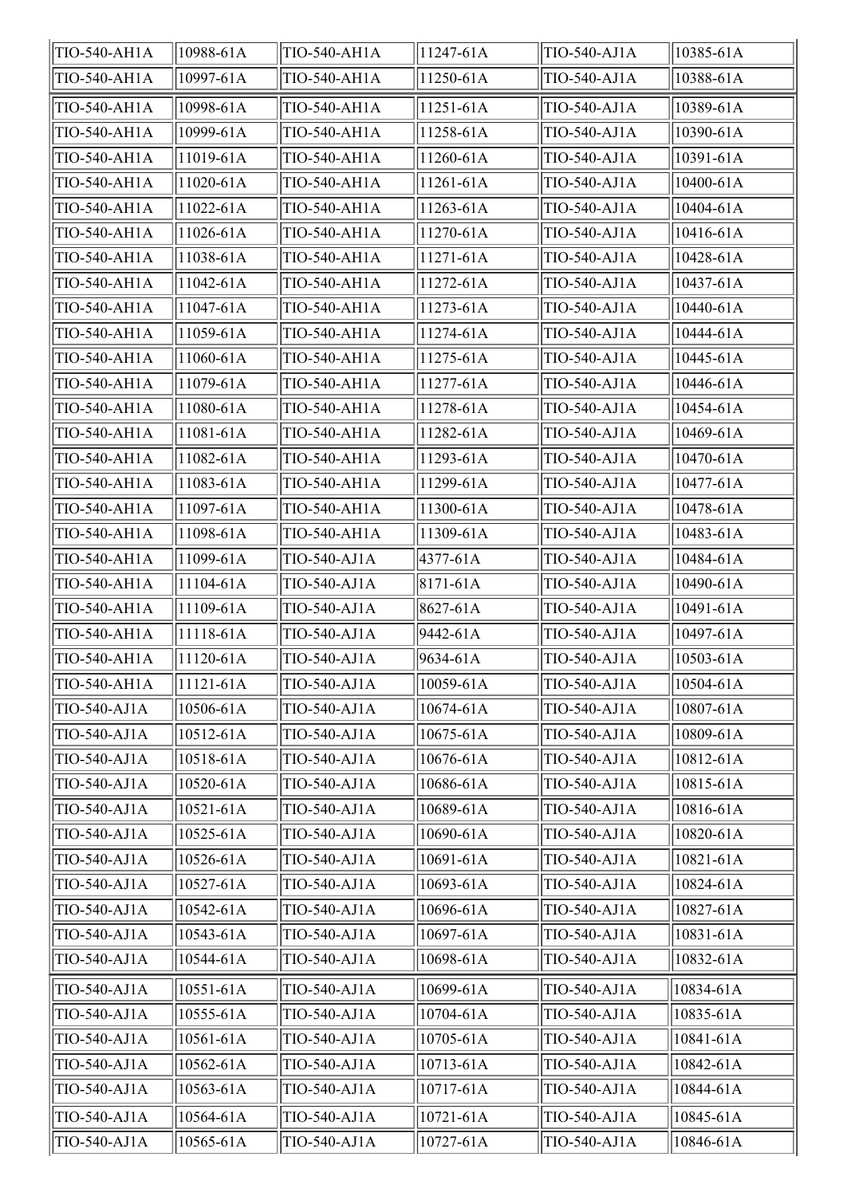| TIO-540-AH1A | 10988-61A | TIO-540-AH1A | 11247-61A | TIO-540-AJ1A | 10385-61A |
|---|---|---|---|---|---|
| TIO-540-AH1A | 10997-61A | TIO-540-AH1A | 11250-61A | TIO-540-AJ1A | 10388-61A |
| TIO-540-AH1A | 10998-61A | TIO-540-AH1A | 11251-61A | TIO-540-AJ1A | 10389-61A |
| TIO-540-AH1A | 10999-61A | TIO-540-AH1A | 11258-61A | TIO-540-AJ1A | 10390-61A |
| TIO-540-AH1A | 11019-61A | TIO-540-AH1A | 11260-61A | TIO-540-AJ1A | 10391-61A |
| TIO-540-AH1A | 11020-61A | TIO-540-AH1A | 11261-61A | TIO-540-AJ1A | 10400-61A |
| TIO-540-AH1A | 11022-61A | TIO-540-AH1A | 11263-61A | TIO-540-AJ1A | 10404-61A |
| TIO-540-AH1A | 11026-61A | TIO-540-AH1A | 11270-61A | TIO-540-AJ1A | 10416-61A |
| TIO-540-AH1A | 11038-61A | TIO-540-AH1A | 11271-61A | TIO-540-AJ1A | 10428-61A |
| TIO-540-AH1A | 11042-61A | TIO-540-AH1A | 11272-61A | TIO-540-AJ1A | 10437-61A |
| TIO-540-AH1A | 11047-61A | TIO-540-AH1A | 11273-61A | TIO-540-AJ1A | 10440-61A |
| TIO-540-AH1A | 11059-61A | TIO-540-AH1A | 11274-61A | TIO-540-AJ1A | 10444-61A |
| TIO-540-AH1A | 11060-61A | TIO-540-AH1A | 11275-61A | TIO-540-AJ1A | 10445-61A |
| TIO-540-AH1A | 11079-61A | TIO-540-AH1A | 11277-61A | TIO-540-AJ1A | 10446-61A |
| TIO-540-AH1A | 11080-61A | TIO-540-AH1A | 11278-61A | TIO-540-AJ1A | 10454-61A |
| TIO-540-AH1A | 11081-61A | TIO-540-AH1A | 11282-61A | TIO-540-AJ1A | 10469-61A |
| TIO-540-AH1A | 11082-61A | TIO-540-AH1A | 11293-61A | TIO-540-AJ1A | 10470-61A |
| TIO-540-AH1A | 11083-61A | TIO-540-AH1A | 11299-61A | TIO-540-AJ1A | 10477-61A |
| TIO-540-AH1A | 11097-61A | TIO-540-AH1A | 11300-61A | TIO-540-AJ1A | 10478-61A |
| TIO-540-AH1A | 11098-61A | TIO-540-AH1A | 11309-61A | TIO-540-AJ1A | 10483-61A |
| TIO-540-AH1A | 11099-61A | TIO-540-AJ1A | 4377-61A | TIO-540-AJ1A | 10484-61A |
| TIO-540-AH1A | 11104-61A | TIO-540-AJ1A | 8171-61A | TIO-540-AJ1A | 10490-61A |
| TIO-540-AH1A | 11109-61A | TIO-540-AJ1A | 8627-61A | TIO-540-AJ1A | 10491-61A |
| TIO-540-AH1A | 11118-61A | TIO-540-AJ1A | 9442-61A | TIO-540-AJ1A | 10497-61A |
| TIO-540-AH1A | 11120-61A | TIO-540-AJ1A | 9634-61A | TIO-540-AJ1A | 10503-61A |
| TIO-540-AH1A | 11121-61A | TIO-540-AJ1A | 10059-61A | TIO-540-AJ1A | 10504-61A |
| TIO-540-AJ1A | 10506-61A | TIO-540-AJ1A | 10674-61A | TIO-540-AJ1A | 10807-61A |
| TIO-540-AJ1A | 10512-61A | TIO-540-AJ1A | 10675-61A | TIO-540-AJ1A | 10809-61A |
| TIO-540-AJ1A | 10518-61A | TIO-540-AJ1A | 10676-61A | TIO-540-AJ1A | 10812-61A |
| TIO-540-AJ1A | 10520-61A | TIO-540-AJ1A | 10686-61A | TIO-540-AJ1A | 10815-61A |
| TIO-540-AJ1A | 10521-61A | TIO-540-AJ1A | 10689-61A | TIO-540-AJ1A | 10816-61A |
| TIO-540-AJ1A | 10525-61A | TIO-540-AJ1A | 10690-61A | TIO-540-AJ1A | 10820-61A |
| TIO-540-AJ1A | 10526-61A | TIO-540-AJ1A | 10691-61A | TIO-540-AJ1A | 10821-61A |
| TIO-540-AJ1A | 10527-61A | TIO-540-AJ1A | 10693-61A | TIO-540-AJ1A | 10824-61A |
| TIO-540-AJ1A | 10542-61A | TIO-540-AJ1A | 10696-61A | TIO-540-AJ1A | 10827-61A |
| TIO-540-AJ1A | 10543-61A | TIO-540-AJ1A | 10697-61A | TIO-540-AJ1A | 10831-61A |
| TIO-540-AJ1A | 10544-61A | TIO-540-AJ1A | 10698-61A | TIO-540-AJ1A | 10832-61A |
| TIO-540-AJ1A | 10551-61A | TIO-540-AJ1A | 10699-61A | TIO-540-AJ1A | 10834-61A |
| TIO-540-AJ1A | 10555-61A | TIO-540-AJ1A | 10704-61A | TIO-540-AJ1A | 10835-61A |
| TIO-540-AJ1A | 10561-61A | TIO-540-AJ1A | 10705-61A | TIO-540-AJ1A | 10841-61A |
| TIO-540-AJ1A | 10562-61A | TIO-540-AJ1A | 10713-61A | TIO-540-AJ1A | 10842-61A |
| TIO-540-AJ1A | 10563-61A | TIO-540-AJ1A | 10717-61A | TIO-540-AJ1A | 10844-61A |
| TIO-540-AJ1A | 10564-61A | TIO-540-AJ1A | 10721-61A | TIO-540-AJ1A | 10845-61A |
| TIO-540-AJ1A | 10565-61A | TIO-540-AJ1A | 10727-61A | TIO-540-AJ1A | 10846-61A |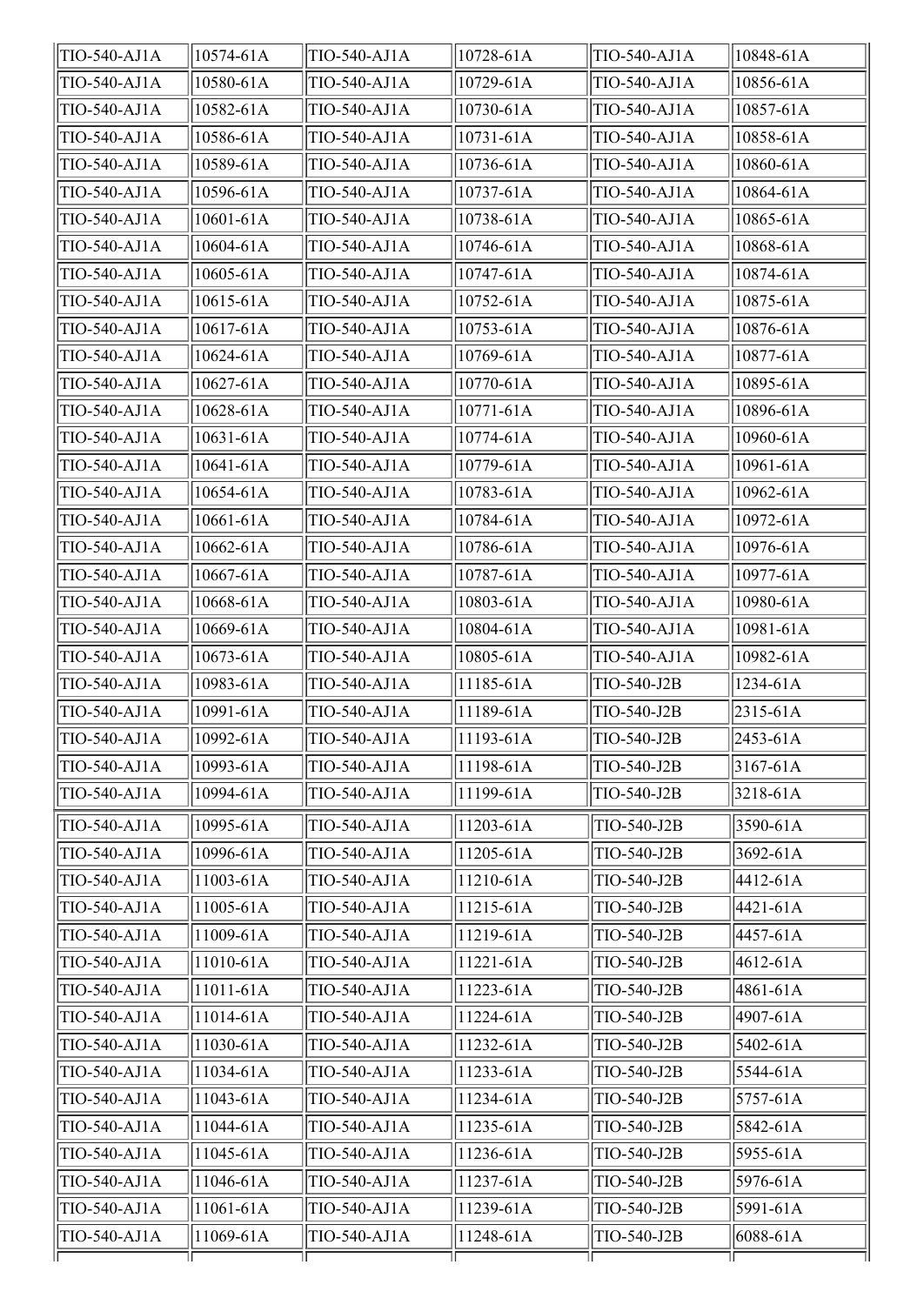| TIO-540-AJ1A | 10574-61A | TIO-540-AJ1A | 10728-61A | TIO-540-AJ1A | 10848-61A |
|---|---|---|---|---|---|
| TIO-540-AJ1A | 10580-61A | TIO-540-AJ1A | 10729-61A | TIO-540-AJ1A | 10856-61A |
| TIO-540-AJ1A | 10582-61A | TIO-540-AJ1A | 10730-61A | TIO-540-AJ1A | 10857-61A |
| TIO-540-AJ1A | 10586-61A | TIO-540-AJ1A | 10731-61A | TIO-540-AJ1A | 10858-61A |
| TIO-540-AJ1A | 10589-61A | TIO-540-AJ1A | 10736-61A | TIO-540-AJ1A | 10860-61A |
| TIO-540-AJ1A | 10596-61A | TIO-540-AJ1A | 10737-61A | TIO-540-AJ1A | 10864-61A |
| TIO-540-AJ1A | 10601-61A | TIO-540-AJ1A | 10738-61A | TIO-540-AJ1A | 10865-61A |
| TIO-540-AJ1A | 10604-61A | TIO-540-AJ1A | 10746-61A | TIO-540-AJ1A | 10868-61A |
| TIO-540-AJ1A | 10605-61A | TIO-540-AJ1A | 10747-61A | TIO-540-AJ1A | 10874-61A |
| TIO-540-AJ1A | 10615-61A | TIO-540-AJ1A | 10752-61A | TIO-540-AJ1A | 10875-61A |
| TIO-540-AJ1A | 10617-61A | TIO-540-AJ1A | 10753-61A | TIO-540-AJ1A | 10876-61A |
| TIO-540-AJ1A | 10624-61A | TIO-540-AJ1A | 10769-61A | TIO-540-AJ1A | 10877-61A |
| TIO-540-AJ1A | 10627-61A | TIO-540-AJ1A | 10770-61A | TIO-540-AJ1A | 10895-61A |
| TIO-540-AJ1A | 10628-61A | TIO-540-AJ1A | 10771-61A | TIO-540-AJ1A | 10896-61A |
| TIO-540-AJ1A | 10631-61A | TIO-540-AJ1A | 10774-61A | TIO-540-AJ1A | 10960-61A |
| TIO-540-AJ1A | 10641-61A | TIO-540-AJ1A | 10779-61A | TIO-540-AJ1A | 10961-61A |
| TIO-540-AJ1A | 10654-61A | TIO-540-AJ1A | 10783-61A | TIO-540-AJ1A | 10962-61A |
| TIO-540-AJ1A | 10661-61A | TIO-540-AJ1A | 10784-61A | TIO-540-AJ1A | 10972-61A |
| TIO-540-AJ1A | 10662-61A | TIO-540-AJ1A | 10786-61A | TIO-540-AJ1A | 10976-61A |
| TIO-540-AJ1A | 10667-61A | TIO-540-AJ1A | 10787-61A | TIO-540-AJ1A | 10977-61A |
| TIO-540-AJ1A | 10668-61A | TIO-540-AJ1A | 10803-61A | TIO-540-AJ1A | 10980-61A |
| TIO-540-AJ1A | 10669-61A | TIO-540-AJ1A | 10804-61A | TIO-540-AJ1A | 10981-61A |
| TIO-540-AJ1A | 10673-61A | TIO-540-AJ1A | 10805-61A | TIO-540-AJ1A | 10982-61A |
| TIO-540-AJ1A | 10983-61A | TIO-540-AJ1A | 11185-61A | TIO-540-J2B | 1234-61A |
| TIO-540-AJ1A | 10991-61A | TIO-540-AJ1A | 11189-61A | TIO-540-J2B | 2315-61A |
| TIO-540-AJ1A | 10992-61A | TIO-540-AJ1A | 11193-61A | TIO-540-J2B | 2453-61A |
| TIO-540-AJ1A | 10993-61A | TIO-540-AJ1A | 11198-61A | TIO-540-J2B | 3167-61A |
| TIO-540-AJ1A | 10994-61A | TIO-540-AJ1A | 11199-61A | TIO-540-J2B | 3218-61A |
| TIO-540-AJ1A | 10995-61A | TIO-540-AJ1A | 11203-61A | TIO-540-J2B | 3590-61A |
| TIO-540-AJ1A | 10996-61A | TIO-540-AJ1A | 11205-61A | TIO-540-J2B | 3692-61A |
| TIO-540-AJ1A | 11003-61A | TIO-540-AJ1A | 11210-61A | TIO-540-J2B | 4412-61A |
| TIO-540-AJ1A | 11005-61A | TIO-540-AJ1A | 11215-61A | TIO-540-J2B | 4421-61A |
| TIO-540-AJ1A | 11009-61A | TIO-540-AJ1A | 11219-61A | TIO-540-J2B | 4457-61A |
| TIO-540-AJ1A | 11010-61A | TIO-540-AJ1A | 11221-61A | TIO-540-J2B | 4612-61A |
| TIO-540-AJ1A | 11011-61A | TIO-540-AJ1A | 11223-61A | TIO-540-J2B | 4861-61A |
| TIO-540-AJ1A | 11014-61A | TIO-540-AJ1A | 11224-61A | TIO-540-J2B | 4907-61A |
| TIO-540-AJ1A | 11030-61A | TIO-540-AJ1A | 11232-61A | TIO-540-J2B | 5402-61A |
| TIO-540-AJ1A | 11034-61A | TIO-540-AJ1A | 11233-61A | TIO-540-J2B | 5544-61A |
| TIO-540-AJ1A | 11043-61A | TIO-540-AJ1A | 11234-61A | TIO-540-J2B | 5757-61A |
| TIO-540-AJ1A | 11044-61A | TIO-540-AJ1A | 11235-61A | TIO-540-J2B | 5842-61A |
| TIO-540-AJ1A | 11045-61A | TIO-540-AJ1A | 11236-61A | TIO-540-J2B | 5955-61A |
| TIO-540-AJ1A | 11046-61A | TIO-540-AJ1A | 11237-61A | TIO-540-J2B | 5976-61A |
| TIO-540-AJ1A | 11061-61A | TIO-540-AJ1A | 11239-61A | TIO-540-J2B | 5991-61A |
| TIO-540-AJ1A | 11069-61A | TIO-540-AJ1A | 11248-61A | TIO-540-J2B | 6088-61A |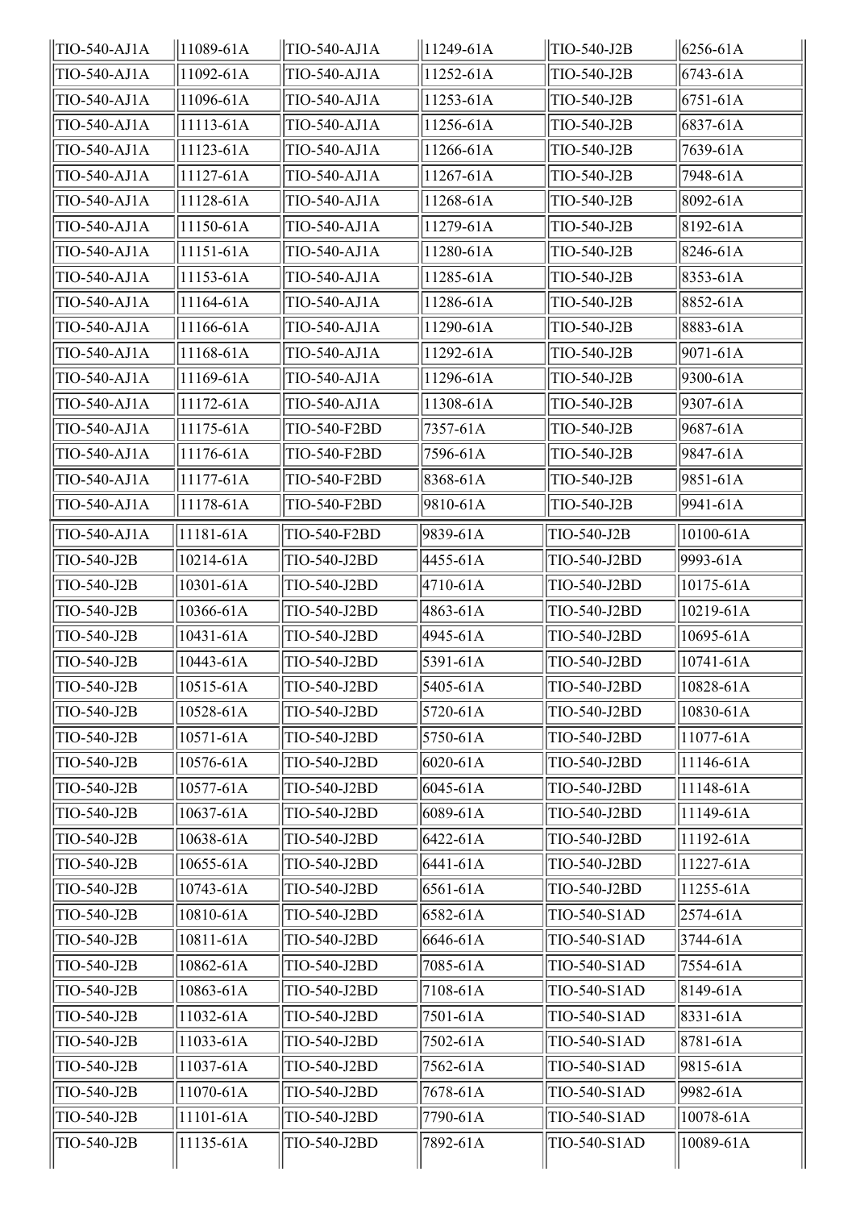| | | | | | |
|---|---|---|---|---|---|
| TIO-540-AJ1A | 11089-61A | TIO-540-AJ1A | 11249-61A | TIO-540-J2B | 6256-61A |
| TIO-540-AJ1A | 11092-61A | TIO-540-AJ1A | 11252-61A | TIO-540-J2B | 6743-61A |
| TIO-540-AJ1A | 11096-61A | TIO-540-AJ1A | 11253-61A | TIO-540-J2B | 6751-61A |
| TIO-540-AJ1A | 11113-61A | TIO-540-AJ1A | 11256-61A | TIO-540-J2B | 6837-61A |
| TIO-540-AJ1A | 11123-61A | TIO-540-AJ1A | 11266-61A | TIO-540-J2B | 7639-61A |
| TIO-540-AJ1A | 11127-61A | TIO-540-AJ1A | 11267-61A | TIO-540-J2B | 7948-61A |
| TIO-540-AJ1A | 11128-61A | TIO-540-AJ1A | 11268-61A | TIO-540-J2B | 8092-61A |
| TIO-540-AJ1A | 11150-61A | TIO-540-AJ1A | 11279-61A | TIO-540-J2B | 8192-61A |
| TIO-540-AJ1A | 11151-61A | TIO-540-AJ1A | 11280-61A | TIO-540-J2B | 8246-61A |
| TIO-540-AJ1A | 11153-61A | TIO-540-AJ1A | 11285-61A | TIO-540-J2B | 8353-61A |
| TIO-540-AJ1A | 11164-61A | TIO-540-AJ1A | 11286-61A | TIO-540-J2B | 8852-61A |
| TIO-540-AJ1A | 11166-61A | TIO-540-AJ1A | 11290-61A | TIO-540-J2B | 8883-61A |
| TIO-540-AJ1A | 11168-61A | TIO-540-AJ1A | 11292-61A | TIO-540-J2B | 9071-61A |
| TIO-540-AJ1A | 11169-61A | TIO-540-AJ1A | 11296-61A | TIO-540-J2B | 9300-61A |
| TIO-540-AJ1A | 11172-61A | TIO-540-AJ1A | 11308-61A | TIO-540-J2B | 9307-61A |
| TIO-540-AJ1A | 11175-61A | TIO-540-F2BD | 7357-61A | TIO-540-J2B | 9687-61A |
| TIO-540-AJ1A | 11176-61A | TIO-540-F2BD | 7596-61A | TIO-540-J2B | 9847-61A |
| TIO-540-AJ1A | 11177-61A | TIO-540-F2BD | 8368-61A | TIO-540-J2B | 9851-61A |
| TIO-540-AJ1A | 11178-61A | TIO-540-F2BD | 9810-61A | TIO-540-J2B | 9941-61A |
| TIO-540-AJ1A | 11181-61A | TIO-540-F2BD | 9839-61A | TIO-540-J2B | 10100-61A |
| TIO-540-J2B | 10214-61A | TIO-540-J2BD | 4455-61A | TIO-540-J2BD | 9993-61A |
| TIO-540-J2B | 10301-61A | TIO-540-J2BD | 4710-61A | TIO-540-J2BD | 10175-61A |
| TIO-540-J2B | 10366-61A | TIO-540-J2BD | 4863-61A | TIO-540-J2BD | 10219-61A |
| TIO-540-J2B | 10431-61A | TIO-540-J2BD | 4945-61A | TIO-540-J2BD | 10695-61A |
| TIO-540-J2B | 10443-61A | TIO-540-J2BD | 5391-61A | TIO-540-J2BD | 10741-61A |
| TIO-540-J2B | 10515-61A | TIO-540-J2BD | 5405-61A | TIO-540-J2BD | 10828-61A |
| TIO-540-J2B | 10528-61A | TIO-540-J2BD | 5720-61A | TIO-540-J2BD | 10830-61A |
| TIO-540-J2B | 10571-61A | TIO-540-J2BD | 5750-61A | TIO-540-J2BD | 11077-61A |
| TIO-540-J2B | 10576-61A | TIO-540-J2BD | 6020-61A | TIO-540-J2BD | 11146-61A |
| TIO-540-J2B | 10577-61A | TIO-540-J2BD | 6045-61A | TIO-540-J2BD | 11148-61A |
| TIO-540-J2B | 10637-61A | TIO-540-J2BD | 6089-61A | TIO-540-J2BD | 11149-61A |
| TIO-540-J2B | 10638-61A | TIO-540-J2BD | 6422-61A | TIO-540-J2BD | 11192-61A |
| TIO-540-J2B | 10655-61A | TIO-540-J2BD | 6441-61A | TIO-540-J2BD | 11227-61A |
| TIO-540-J2B | 10743-61A | TIO-540-J2BD | 6561-61A | TIO-540-J2BD | 11255-61A |
| TIO-540-J2B | 10810-61A | TIO-540-J2BD | 6582-61A | TIO-540-S1AD | 2574-61A |
| TIO-540-J2B | 10811-61A | TIO-540-J2BD | 6646-61A | TIO-540-S1AD | 3744-61A |
| TIO-540-J2B | 10862-61A | TIO-540-J2BD | 7085-61A | TIO-540-S1AD | 7554-61A |
| TIO-540-J2B | 10863-61A | TIO-540-J2BD | 7108-61A | TIO-540-S1AD | 8149-61A |
| TIO-540-J2B | 11032-61A | TIO-540-J2BD | 7501-61A | TIO-540-S1AD | 8331-61A |
| TIO-540-J2B | 11033-61A | TIO-540-J2BD | 7502-61A | TIO-540-S1AD | 8781-61A |
| TIO-540-J2B | 11037-61A | TIO-540-J2BD | 7562-61A | TIO-540-S1AD | 9815-61A |
| TIO-540-J2B | 11070-61A | TIO-540-J2BD | 7678-61A | TIO-540-S1AD | 9982-61A |
| TIO-540-J2B | 11101-61A | TIO-540-J2BD | 7790-61A | TIO-540-S1AD | 10078-61A |
| TIO-540-J2B | 11135-61A | TIO-540-J2BD | 7892-61A | TIO-540-S1AD | 10089-61A |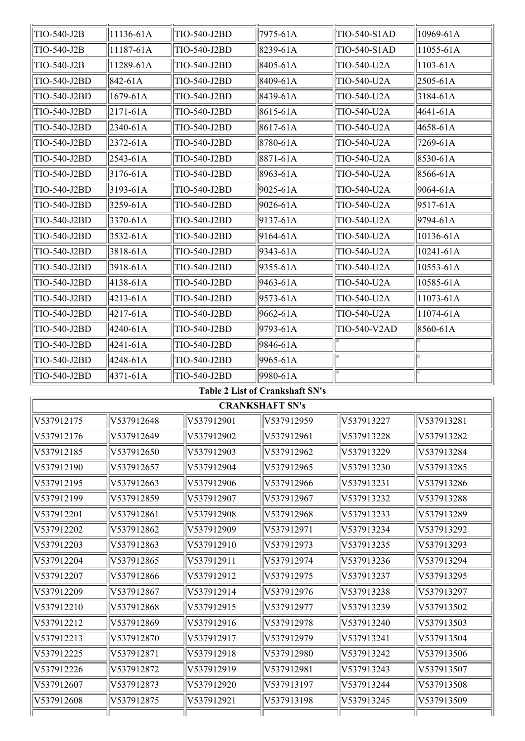| | | | | | |
|---|---|---|---|---|---|
| TIO-540-J2B | 11136-61A | TIO-540-J2BD | 7975-61A | TIO-540-S1AD | 10969-61A |
| TIO-540-J2B | 11187-61A | TIO-540-J2BD | 8239-61A | TIO-540-S1AD | 11055-61A |
| TIO-540-J2B | 11289-61A | TIO-540-J2BD | 8405-61A | TIO-540-U2A | 1103-61A |
| TIO-540-J2BD | 842-61A | TIO-540-J2BD | 8409-61A | TIO-540-U2A | 2505-61A |
| TIO-540-J2BD | 1679-61A | TIO-540-J2BD | 8439-61A | TIO-540-U2A | 3184-61A |
| TIO-540-J2BD | 2171-61A | TIO-540-J2BD | 8615-61A | TIO-540-U2A | 4641-61A |
| TIO-540-J2BD | 2340-61A | TIO-540-J2BD | 8617-61A | TIO-540-U2A | 4658-61A |
| TIO-540-J2BD | 2372-61A | TIO-540-J2BD | 8780-61A | TIO-540-U2A | 7269-61A |
| TIO-540-J2BD | 2543-61A | TIO-540-J2BD | 8871-61A | TIO-540-U2A | 8530-61A |
| TIO-540-J2BD | 3176-61A | TIO-540-J2BD | 8963-61A | TIO-540-U2A | 8566-61A |
| TIO-540-J2BD | 3193-61A | TIO-540-J2BD | 9025-61A | TIO-540-U2A | 9064-61A |
| TIO-540-J2BD | 3259-61A | TIO-540-J2BD | 9026-61A | TIO-540-U2A | 9517-61A |
| TIO-540-J2BD | 3370-61A | TIO-540-J2BD | 9137-61A | TIO-540-U2A | 9794-61A |
| TIO-540-J2BD | 3532-61A | TIO-540-J2BD | 9164-61A | TIO-540-U2A | 10136-61A |
| TIO-540-J2BD | 3818-61A | TIO-540-J2BD | 9343-61A | TIO-540-U2A | 10241-61A |
| TIO-540-J2BD | 3918-61A | TIO-540-J2BD | 9355-61A | TIO-540-U2A | 10553-61A |
| TIO-540-J2BD | 4138-61A | TIO-540-J2BD | 9463-61A | TIO-540-U2A | 10585-61A |
| TIO-540-J2BD | 4213-61A | TIO-540-J2BD | 9573-61A | TIO-540-U2A | 11073-61A |
| TIO-540-J2BD | 4217-61A | TIO-540-J2BD | 9662-61A | TIO-540-U2A | 11074-61A |
| TIO-540-J2BD | 4240-61A | TIO-540-J2BD | 9793-61A | TIO-540-V2AD | 8560-61A |
| TIO-540-J2BD | 4241-61A | TIO-540-J2BD | 9846-61A | | |
| TIO-540-J2BD | 4248-61A | TIO-540-J2BD | 9965-61A | | |
| TIO-540-J2BD | 4371-61A | TIO-540-J2BD | 9980-61A | | |

**Table 2 List of Crankshaft SN's**

| CRANKSHAFT SN's | | | | | |
|---|---|---|---|---|---|
| V537912175 | V537912648 | V537912901 | V537912959 | V537913227 | V537913281 |
| V537912176 | V537912649 | V537912902 | V537912961 | V537913228 | V537913282 |
| V537912185 | V537912650 | V537912903 | V537912962 | V537913229 | V537913284 |
| V537912190 | V537912657 | V537912904 | V537912965 | V537913230 | V537913285 |
| V537912195 | V537912663 | V537912906 | V537912966 | V537913231 | V537913286 |
| V537912199 | V537912859 | V537912907 | V537912967 | V537913232 | V537913288 |
| V537912201 | V537912861 | V537912908 | V537912968 | V537913233 | V537913289 |
| V537912202 | V537912862 | V537912909 | V537912971 | V537913234 | V537913292 |
| V537912203 | V537912863 | V537912910 | V537912973 | V537913235 | V537913293 |
| V537912204 | V537912865 | V537912911 | V537912974 | V537913236 | V537913294 |
| V537912207 | V537912866 | V537912912 | V537912975 | V537913237 | V537913295 |
| V537912209 | V537912867 | V537912914 | V537912976 | V537913238 | V537913297 |
| V537912210 | V537912868 | V537912915 | V537912977 | V537913239 | V537913502 |
| V537912212 | V537912869 | V537912916 | V537912978 | V537913240 | V537913503 |
| V537912213 | V537912870 | V537912917 | V537912979 | V537913241 | V537913504 |
| V537912225 | V537912871 | V537912918 | V537912980 | V537913242 | V537913506 |
| V537912226 | V537912872 | V537912919 | V537912981 | V537913243 | V537913507 |
| V537912607 | V537912873 | V537912920 | V537913197 | V537913244 | V537913508 |
| V537912608 | V537912875 | V537912921 | V537913198 | V537913245 | V537913509 |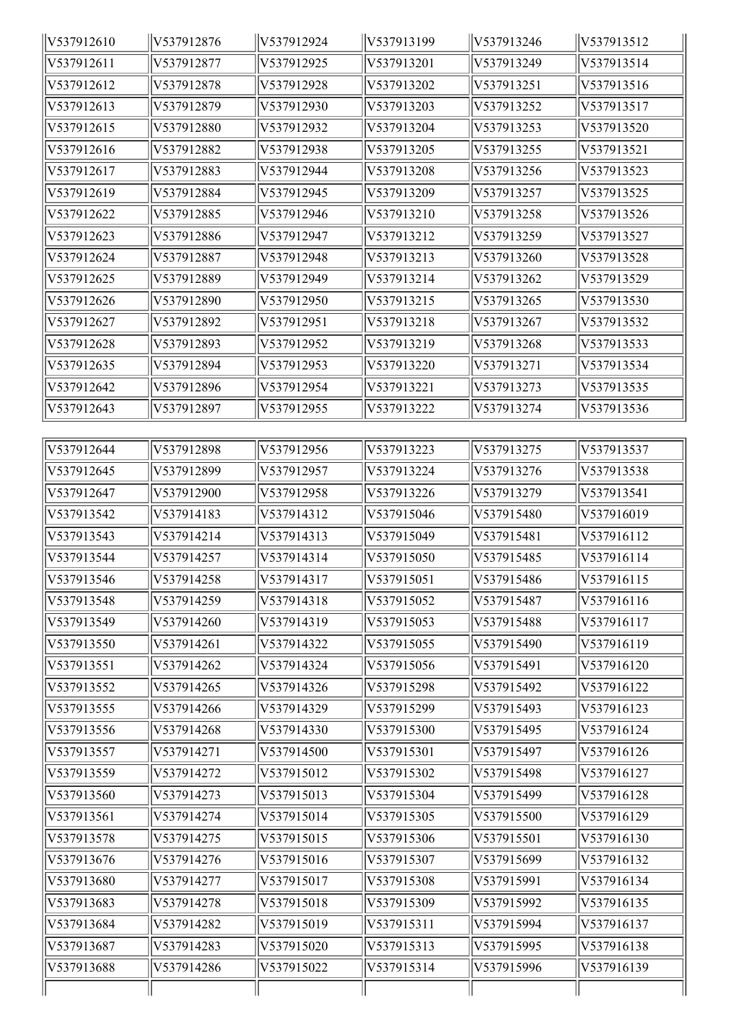| | | | | | |
|---|---|---|---|---|---|
| V537912610 | V537912876 | V537912924 | V537913199 | V537913246 | V537913512 |
| V537912611 | V537912877 | V537912925 | V537913201 | V537913249 | V537913514 |
| V537912612 | V537912878 | V537912928 | V537913202 | V537913251 | V537913516 |
| V537912613 | V537912879 | V537912930 | V537913203 | V537913252 | V537913517 |
| V537912615 | V537912880 | V537912932 | V537913204 | V537913253 | V537913520 |
| V537912616 | V537912882 | V537912938 | V537913205 | V537913255 | V537913521 |
| V537912617 | V537912883 | V537912944 | V537913208 | V537913256 | V537913523 |
| V537912619 | V537912884 | V537912945 | V537913209 | V537913257 | V537913525 |
| V537912622 | V537912885 | V537912946 | V537913210 | V537913258 | V537913526 |
| V537912623 | V537912886 | V537912947 | V537913212 | V537913259 | V537913527 |
| V537912624 | V537912887 | V537912948 | V537913213 | V537913260 | V537913528 |
| V537912625 | V537912889 | V537912949 | V537913214 | V537913262 | V537913529 |
| V537912626 | V537912890 | V537912950 | V537913215 | V537913265 | V537913530 |
| V537912627 | V537912892 | V537912951 | V537913218 | V537913267 | V537913532 |
| V537912628 | V537912893 | V537912952 | V537913219 | V537913268 | V537913533 |
| V537912635 | V537912894 | V537912953 | V537913220 | V537913271 | V537913534 |
| V537912642 | V537912896 | V537912954 | V537913221 | V537913273 | V537913535 |
| V537912643 | V537912897 | V537912955 | V537913222 | V537913274 | V537913536 |
| V537912644 | V537912898 | V537912956 | V537913223 | V537913275 | V537913537 |
| V537912645 | V537912899 | V537912957 | V537913224 | V537913276 | V537913538 |
| V537912647 | V537912900 | V537912958 | V537913226 | V537913279 | V537913541 |
| V537913542 | V537914183 | V537914312 | V537915046 | V537915480 | V537916019 |
| V537913543 | V537914214 | V537914313 | V537915049 | V537915481 | V537916112 |
| V537913544 | V537914257 | V537914314 | V537915050 | V537915485 | V537916114 |
| V537913546 | V537914258 | V537914317 | V537915051 | V537915486 | V537916115 |
| V537913548 | V537914259 | V537914318 | V537915052 | V537915487 | V537916116 |
| V537913549 | V537914260 | V537914319 | V537915053 | V537915488 | V537916117 |
| V537913550 | V537914261 | V537914322 | V537915055 | V537915490 | V537916119 |
| V537913551 | V537914262 | V537914324 | V537915056 | V537915491 | V537916120 |
| V537913552 | V537914265 | V537914326 | V537915298 | V537915492 | V537916122 |
| V537913555 | V537914266 | V537914329 | V537915299 | V537915493 | V537916123 |
| V537913556 | V537914268 | V537914330 | V537915300 | V537915495 | V537916124 |
| V537913557 | V537914271 | V537914500 | V537915301 | V537915497 | V537916126 |
| V537913559 | V537914272 | V537915012 | V537915302 | V537915498 | V537916127 |
| V537913560 | V537914273 | V537915013 | V537915304 | V537915499 | V537916128 |
| V537913561 | V537914274 | V537915014 | V537915305 | V537915500 | V537916129 |
| V537913578 | V537914275 | V537915015 | V537915306 | V537915501 | V537916130 |
| V537913676 | V537914276 | V537915016 | V537915307 | V537915699 | V537916132 |
| V537913680 | V537914277 | V537915017 | V537915308 | V537915991 | V537916134 |
| V537913683 | V537914278 | V537915018 | V537915309 | V537915992 | V537916135 |
| V537913684 | V537914282 | V537915019 | V537915311 | V537915994 | V537916137 |
| V537913687 | V537914283 | V537915020 | V537915313 | V537915995 | V537916138 |
| V537913688 | V537914286 | V537915022 | V537915314 | V537915996 | V537916139 |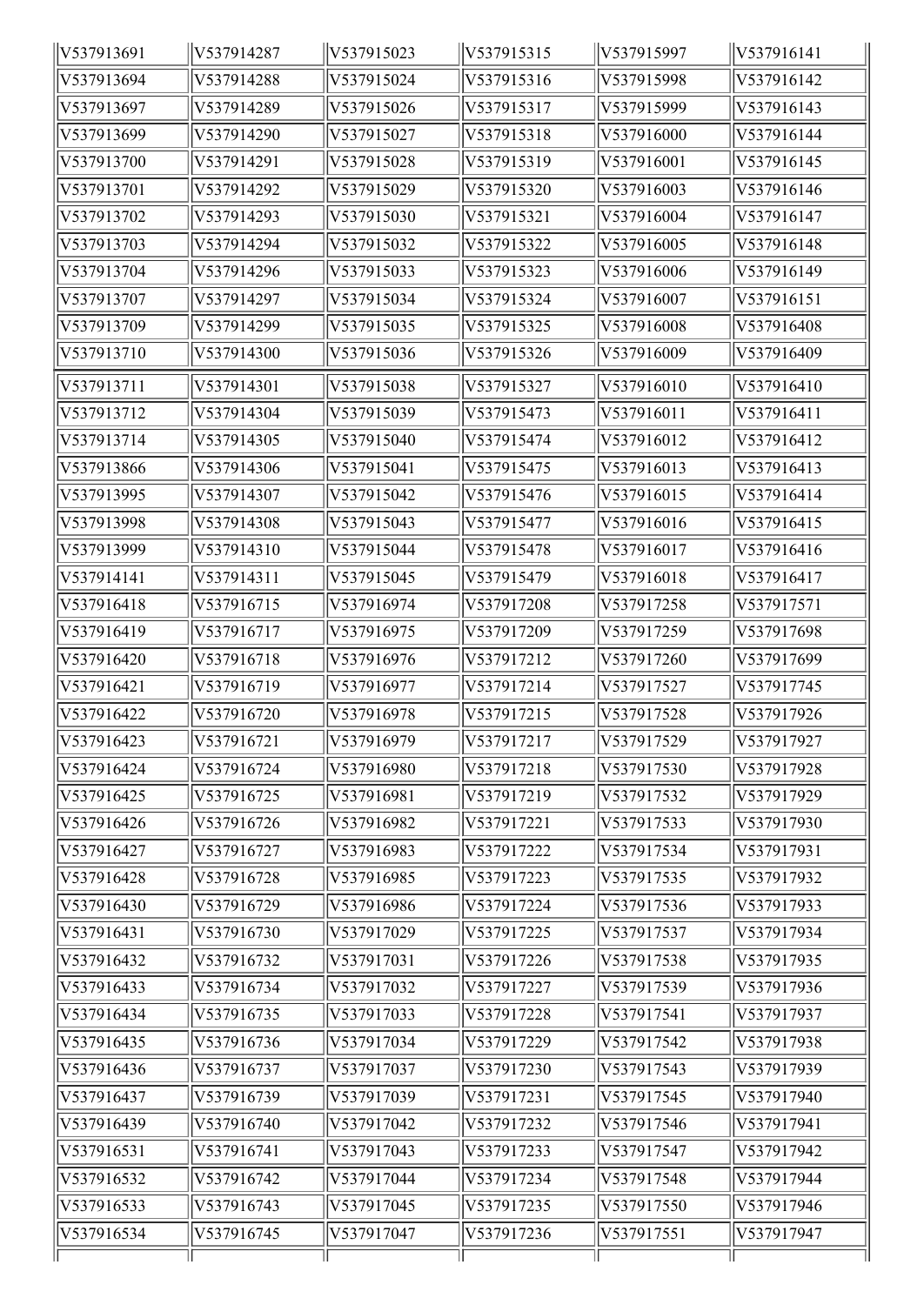| V537913691 | V537914287 | V537915023 | V537915315 | V537915997 | V537916141 |
|---|---|---|---|---|---|
| V537913694 | V537914288 | V537915024 | V537915316 | V537915998 | V537916142 |
| V537913697 | V537914289 | V537915026 | V537915317 | V537915999 | V537916143 |
| V537913699 | V537914290 | V537915027 | V537915318 | V537916000 | V537916144 |
| V537913700 | V537914291 | V537915028 | V537915319 | V537916001 | V537916145 |
| V537913701 | V537914292 | V537915029 | V537915320 | V537916003 | V537916146 |
| V537913702 | V537914293 | V537915030 | V537915321 | V537916004 | V537916147 |
| V537913703 | V537914294 | V537915032 | V537915322 | V537916005 | V537916148 |
| V537913704 | V537914296 | V537915033 | V537915323 | V537916006 | V537916149 |
| V537913707 | V537914297 | V537915034 | V537915324 | V537916007 | V537916151 |
| V537913709 | V537914299 | V537915035 | V537915325 | V537916008 | V537916408 |
| V537913710 | V537914300 | V537915036 | V537915326 | V537916009 | V537916409 |
| V537913711 | V537914301 | V537915038 | V537915327 | V537916010 | V537916410 |
| V537913712 | V537914304 | V537915039 | V537915473 | V537916011 | V537916411 |
| V537913714 | V537914305 | V537915040 | V537915474 | V537916012 | V537916412 |
| V537913866 | V537914306 | V537915041 | V537915475 | V537916013 | V537916413 |
| V537913995 | V537914307 | V537915042 | V537915476 | V537916015 | V537916414 |
| V537913998 | V537914308 | V537915043 | V537915477 | V537916016 | V537916415 |
| V537913999 | V537914310 | V537915044 | V537915478 | V537916017 | V537916416 |
| V537914141 | V537914311 | V537915045 | V537915479 | V537916018 | V537916417 |
| V537916418 | V537916715 | V537916974 | V537917208 | V537917258 | V537917571 |
| V537916419 | V537916717 | V537916975 | V537917209 | V537917259 | V537917698 |
| V537916420 | V537916718 | V537916976 | V537917212 | V537917260 | V537917699 |
| V537916421 | V537916719 | V537916977 | V537917214 | V537917527 | V537917745 |
| V537916422 | V537916720 | V537916978 | V537917215 | V537917528 | V537917926 |
| V537916423 | V537916721 | V537916979 | V537917217 | V537917529 | V537917927 |
| V537916424 | V537916724 | V537916980 | V537917218 | V537917530 | V537917928 |
| V537916425 | V537916725 | V537916981 | V537917219 | V537917532 | V537917929 |
| V537916426 | V537916726 | V537916982 | V537917221 | V537917533 | V537917930 |
| V537916427 | V537916727 | V537916983 | V537917222 | V537917534 | V537917931 |
| V537916428 | V537916728 | V537916985 | V537917223 | V537917535 | V537917932 |
| V537916430 | V537916729 | V537916986 | V537917224 | V537917536 | V537917933 |
| V537916431 | V537916730 | V537917029 | V537917225 | V537917537 | V537917934 |
| V537916432 | V537916732 | V537917031 | V537917226 | V537917538 | V537917935 |
| V537916433 | V537916734 | V537917032 | V537917227 | V537917539 | V537917936 |
| V537916434 | V537916735 | V537917033 | V537917228 | V537917541 | V537917937 |
| V537916435 | V537916736 | V537917034 | V537917229 | V537917542 | V537917938 |
| V537916436 | V537916737 | V537917037 | V537917230 | V537917543 | V537917939 |
| V537916437 | V537916739 | V537917039 | V537917231 | V537917545 | V537917940 |
| V537916439 | V537916740 | V537917042 | V537917232 | V537917546 | V537917941 |
| V537916531 | V537916741 | V537917043 | V537917233 | V537917547 | V537917942 |
| V537916532 | V537916742 | V537917044 | V537917234 | V537917548 | V537917944 |
| V537916533 | V537916743 | V537917045 | V537917235 | V537917550 | V537917946 |
| V537916534 | V537916745 | V537917047 | V537917236 | V537917551 | V537917947 |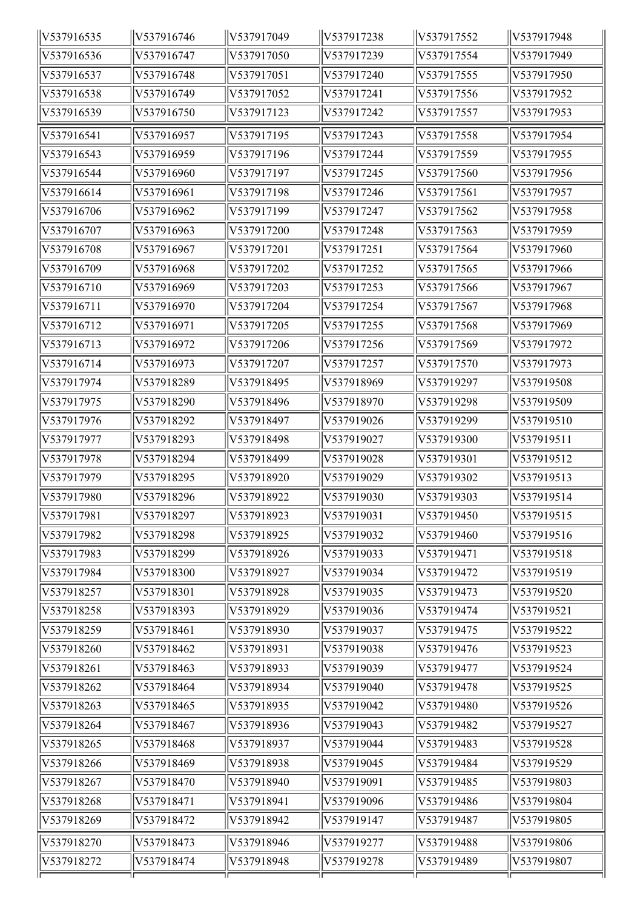| V537916535 | V537916746 | V537917049 | V537917238 | V537917552 | V537917948 |
|---|---|---|---|---|---|
| V537916536 | V537916747 | V537917050 | V537917239 | V537917554 | V537917949 |
| V537916537 | V537916748 | V537917051 | V537917240 | V537917555 | V537917950 |
| V537916538 | V537916749 | V537917052 | V537917241 | V537917556 | V537917952 |
| V537916539 | V537916750 | V537917123 | V537917242 | V537917557 | V537917953 |
| V537916541 | V537916957 | V537917195 | V537917243 | V537917558 | V537917954 |
| V537916543 | V537916959 | V537917196 | V537917244 | V537917559 | V537917955 |
| V537916544 | V537916960 | V537917197 | V537917245 | V537917560 | V537917956 |
| V537916614 | V537916961 | V537917198 | V537917246 | V537917561 | V537917957 |
| V537916706 | V537916962 | V537917199 | V537917247 | V537917562 | V537917958 |
| V537916707 | V537916963 | V537917200 | V537917248 | V537917563 | V537917959 |
| V537916708 | V537916967 | V537917201 | V537917251 | V537917564 | V537917960 |
| V537916709 | V537916968 | V537917202 | V537917252 | V537917565 | V537917966 |
| V537916710 | V537916969 | V537917203 | V537917253 | V537917566 | V537917967 |
| V537916711 | V537916970 | V537917204 | V537917254 | V537917567 | V537917968 |
| V537916712 | V537916971 | V537917205 | V537917255 | V537917568 | V537917969 |
| V537916713 | V537916972 | V537917206 | V537917256 | V537917569 | V537917972 |
| V537916714 | V537916973 | V537917207 | V537917257 | V537917570 | V537917973 |
| V537917974 | V537918289 | V537918495 | V537918969 | V537919297 | V537919508 |
| V537917975 | V537918290 | V537918496 | V537918970 | V537919298 | V537919509 |
| V537917976 | V537918292 | V537918497 | V537919026 | V537919299 | V537919510 |
| V537917977 | V537918293 | V537918498 | V537919027 | V537919300 | V537919511 |
| V537917978 | V537918294 | V537918499 | V537919028 | V537919301 | V537919512 |
| V537917979 | V537918295 | V537918920 | V537919029 | V537919302 | V537919513 |
| V537917980 | V537918296 | V537918922 | V537919030 | V537919303 | V537919514 |
| V537917981 | V537918297 | V537918923 | V537919031 | V537919450 | V537919515 |
| V537917982 | V537918298 | V537918925 | V537919032 | V537919460 | V537919516 |
| V537917983 | V537918299 | V537918926 | V537919033 | V537919471 | V537919518 |
| V537917984 | V537918300 | V537918927 | V537919034 | V537919472 | V537919519 |
| V537918257 | V537918301 | V537918928 | V537919035 | V537919473 | V537919520 |
| V537918258 | V537918393 | V537918929 | V537919036 | V537919474 | V537919521 |
| V537918259 | V537918461 | V537918930 | V537919037 | V537919475 | V537919522 |
| V537918260 | V537918462 | V537918931 | V537919038 | V537919476 | V537919523 |
| V537918261 | V537918463 | V537918933 | V537919039 | V537919477 | V537919524 |
| V537918262 | V537918464 | V537918934 | V537919040 | V537919478 | V537919525 |
| V537918263 | V537918465 | V537918935 | V537919042 | V537919480 | V537919526 |
| V537918264 | V537918467 | V537918936 | V537919043 | V537919482 | V537919527 |
| V537918265 | V537918468 | V537918937 | V537919044 | V537919483 | V537919528 |
| V537918266 | V537918469 | V537918938 | V537919045 | V537919484 | V537919529 |
| V537918267 | V537918470 | V537918940 | V537919091 | V537919485 | V537919803 |
| V537918268 | V537918471 | V537918941 | V537919096 | V537919486 | V537919804 |
| V537918269 | V537918472 | V537918942 | V537919147 | V537919487 | V537919805 |
| V537918270 | V537918473 | V537918946 | V537919277 | V537919488 | V537919806 |
| V537918272 | V537918474 | V537918948 | V537919278 | V537919489 | V537919807 |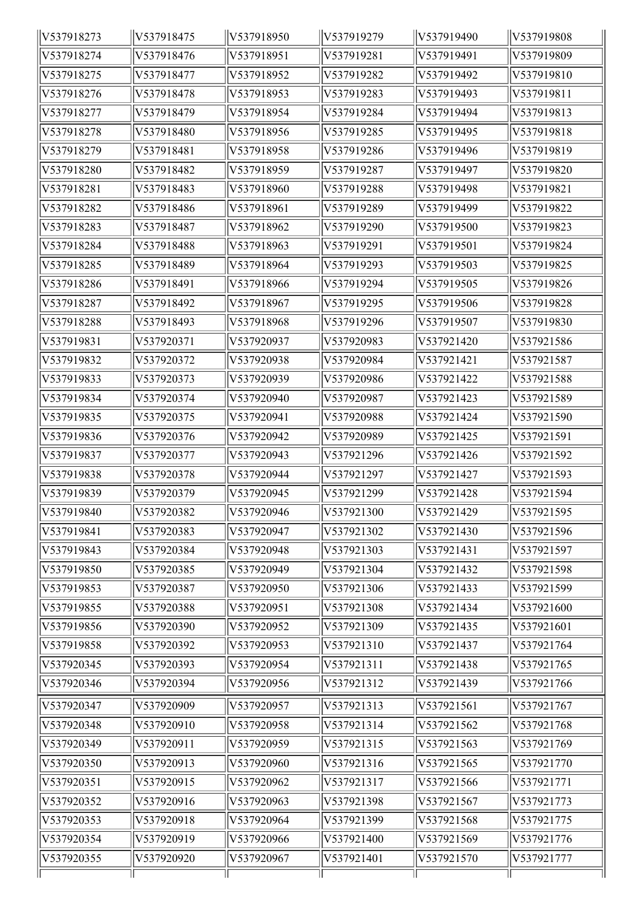| V537918273 | V537918475 | V537918950 | V537919279 | V537919490 | V537919808 |
|---|---|---|---|---|---|
| V537918274 | V537918476 | V537918951 | V537919281 | V537919491 | V537919809 |
| V537918275 | V537918477 | V537918952 | V537919282 | V537919492 | V537919810 |
| V537918276 | V537918478 | V537918953 | V537919283 | V537919493 | V537919811 |
| V537918277 | V537918479 | V537918954 | V537919284 | V537919494 | V537919813 |
| V537918278 | V537918480 | V537918956 | V537919285 | V537919495 | V537919818 |
| V537918279 | V537918481 | V537918958 | V537919286 | V537919496 | V537919819 |
| V537918280 | V537918482 | V537918959 | V537919287 | V537919497 | V537919820 |
| V537918281 | V537918483 | V537918960 | V537919288 | V537919498 | V537919821 |
| V537918282 | V537918486 | V537918961 | V537919289 | V537919499 | V537919822 |
| V537918283 | V537918487 | V537918962 | V537919290 | V537919500 | V537919823 |
| V537918284 | V537918488 | V537918963 | V537919291 | V537919501 | V537919824 |
| V537918285 | V537918489 | V537918964 | V537919293 | V537919503 | V537919825 |
| V537918286 | V537918491 | V537918966 | V537919294 | V537919505 | V537919826 |
| V537918287 | V537918492 | V537918967 | V537919295 | V537919506 | V537919828 |
| V537918288 | V537918493 | V537918968 | V537919296 | V537919507 | V537919830 |
| V537919831 | V537920371 | V537920937 | V537920983 | V537921420 | V537921586 |
| V537919832 | V537920372 | V537920938 | V537920984 | V537921421 | V537921587 |
| V537919833 | V537920373 | V537920939 | V537920986 | V537921422 | V537921588 |
| V537919834 | V537920374 | V537920940 | V537920987 | V537921423 | V537921589 |
| V537919835 | V537920375 | V537920941 | V537920988 | V537921424 | V537921590 |
| V537919836 | V537920376 | V537920942 | V537920989 | V537921425 | V537921591 |
| V537919837 | V537920377 | V537920943 | V537921296 | V537921426 | V537921592 |
| V537919838 | V537920378 | V537920944 | V537921297 | V537921427 | V537921593 |
| V537919839 | V537920379 | V537920945 | V537921299 | V537921428 | V537921594 |
| V537919840 | V537920382 | V537920946 | V537921300 | V537921429 | V537921595 |
| V537919841 | V537920383 | V537920947 | V537921302 | V537921430 | V537921596 |
| V537919843 | V537920384 | V537920948 | V537921303 | V537921431 | V537921597 |
| V537919850 | V537920385 | V537920949 | V537921304 | V537921432 | V537921598 |
| V537919853 | V537920387 | V537920950 | V537921306 | V537921433 | V537921599 |
| V537919855 | V537920388 | V537920951 | V537921308 | V537921434 | V537921600 |
| V537919856 | V537920390 | V537920952 | V537921309 | V537921435 | V537921601 |
| V537919858 | V537920392 | V537920953 | V537921310 | V537921437 | V537921764 |
| V537920345 | V537920393 | V537920954 | V537921311 | V537921438 | V537921765 |
| V537920346 | V537920394 | V537920956 | V537921312 | V537921439 | V537921766 |
| V537920347 | V537920909 | V537920957 | V537921313 | V537921561 | V537921767 |
| V537920348 | V537920910 | V537920958 | V537921314 | V537921562 | V537921768 |
| V537920349 | V537920911 | V537920959 | V537921315 | V537921563 | V537921769 |
| V537920350 | V537920913 | V537920960 | V537921316 | V537921565 | V537921770 |
| V537920351 | V537920915 | V537920962 | V537921317 | V537921566 | V537921771 |
| V537920352 | V537920916 | V537920963 | V537921398 | V537921567 | V537921773 |
| V537920353 | V537920918 | V537920964 | V537921399 | V537921568 | V537921775 |
| V537920354 | V537920919 | V537920966 | V537921400 | V537921569 | V537921776 |
| V537920355 | V537920920 | V537920967 | V537921401 | V537921570 | V537921777 |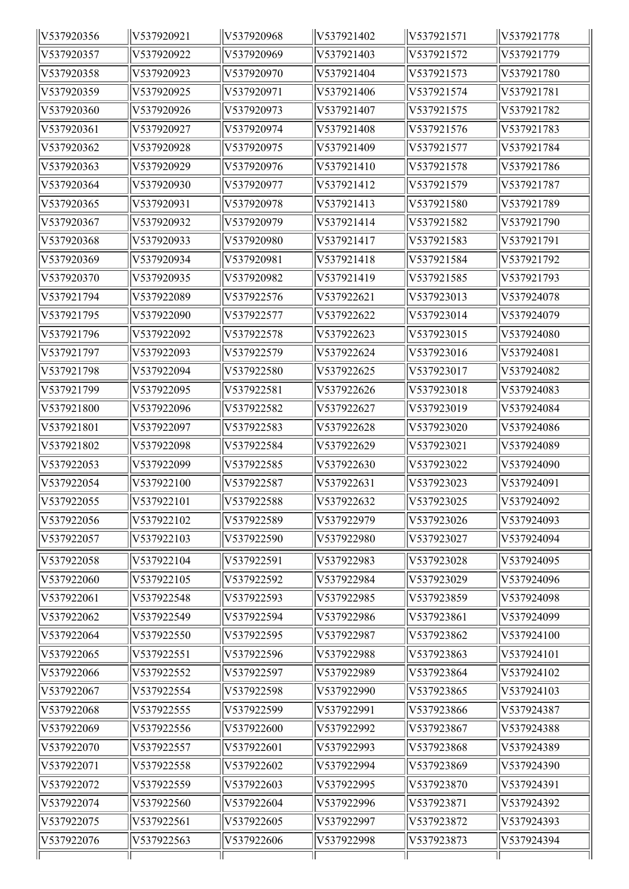| V537920356 | V537920921 | V537920968 | V537921402 | V537921571 | V537921778 |
|---|---|---|---|---|---|
| V537920357 | V537920922 | V537920969 | V537921403 | V537921572 | V537921779 |
| V537920358 | V537920923 | V537920970 | V537921404 | V537921573 | V537921780 |
| V537920359 | V537920925 | V537920971 | V537921406 | V537921574 | V537921781 |
| V537920360 | V537920926 | V537920973 | V537921407 | V537921575 | V537921782 |
| V537920361 | V537920927 | V537920974 | V537921408 | V537921576 | V537921783 |
| V537920362 | V537920928 | V537920975 | V537921409 | V537921577 | V537921784 |
| V537920363 | V537920929 | V537920976 | V537921410 | V537921578 | V537921786 |
| V537920364 | V537920930 | V537920977 | V537921412 | V537921579 | V537921787 |
| V537920365 | V537920931 | V537920978 | V537921413 | V537921580 | V537921789 |
| V537920367 | V537920932 | V537920979 | V537921414 | V537921582 | V537921790 |
| V537920368 | V537920933 | V537920980 | V537921417 | V537921583 | V537921791 |
| V537920369 | V537920934 | V537920981 | V537921418 | V537921584 | V537921792 |
| V537920370 | V537920935 | V537920982 | V537921419 | V537921585 | V537921793 |
| V537921794 | V537922089 | V537922576 | V537922621 | V537923013 | V537924078 |
| V537921795 | V537922090 | V537922577 | V537922622 | V537923014 | V537924079 |
| V537921796 | V537922092 | V537922578 | V537922623 | V537923015 | V537924080 |
| V537921797 | V537922093 | V537922579 | V537922624 | V537923016 | V537924081 |
| V537921798 | V537922094 | V537922580 | V537922625 | V537923017 | V537924082 |
| V537921799 | V537922095 | V537922581 | V537922626 | V537923018 | V537924083 |
| V537921800 | V537922096 | V537922582 | V537922627 | V537923019 | V537924084 |
| V537921801 | V537922097 | V537922583 | V537922628 | V537923020 | V537924086 |
| V537921802 | V537922098 | V537922584 | V537922629 | V537923021 | V537924089 |
| V537922053 | V537922099 | V537922585 | V537922630 | V537923022 | V537924090 |
| V537922054 | V537922100 | V537922587 | V537922631 | V537923023 | V537924091 |
| V537922055 | V537922101 | V537922588 | V537922632 | V537923025 | V537924092 |
| V537922056 | V537922102 | V537922589 | V537922979 | V537923026 | V537924093 |
| V537922057 | V537922103 | V537922590 | V537922980 | V537923027 | V537924094 |
| V537922058 | V537922104 | V537922591 | V537922983 | V537923028 | V537924095 |
| V537922060 | V537922105 | V537922592 | V537922984 | V537923029 | V537924096 |
| V537922061 | V537922548 | V537922593 | V537922985 | V537923859 | V537924098 |
| V537922062 | V537922549 | V537922594 | V537922986 | V537923861 | V537924099 |
| V537922064 | V537922550 | V537922595 | V537922987 | V537923862 | V537924100 |
| V537922065 | V537922551 | V537922596 | V537922988 | V537923863 | V537924101 |
| V537922066 | V537922552 | V537922597 | V537922989 | V537923864 | V537924102 |
| V537922067 | V537922554 | V537922598 | V537922990 | V537923865 | V537924103 |
| V537922068 | V537922555 | V537922599 | V537922991 | V537923866 | V537924387 |
| V537922069 | V537922556 | V537922600 | V537922992 | V537923867 | V537924388 |
| V537922070 | V537922557 | V537922601 | V537922993 | V537923868 | V537924389 |
| V537922071 | V537922558 | V537922602 | V537922994 | V537923869 | V537924390 |
| V537922072 | V537922559 | V537922603 | V537922995 | V537923870 | V537924391 |
| V537922074 | V537922560 | V537922604 | V537922996 | V537923871 | V537924392 |
| V537922075 | V537922561 | V537922605 | V537922997 | V537923872 | V537924393 |
| V537922076 | V537922563 | V537922606 | V537922998 | V537923873 | V537924394 |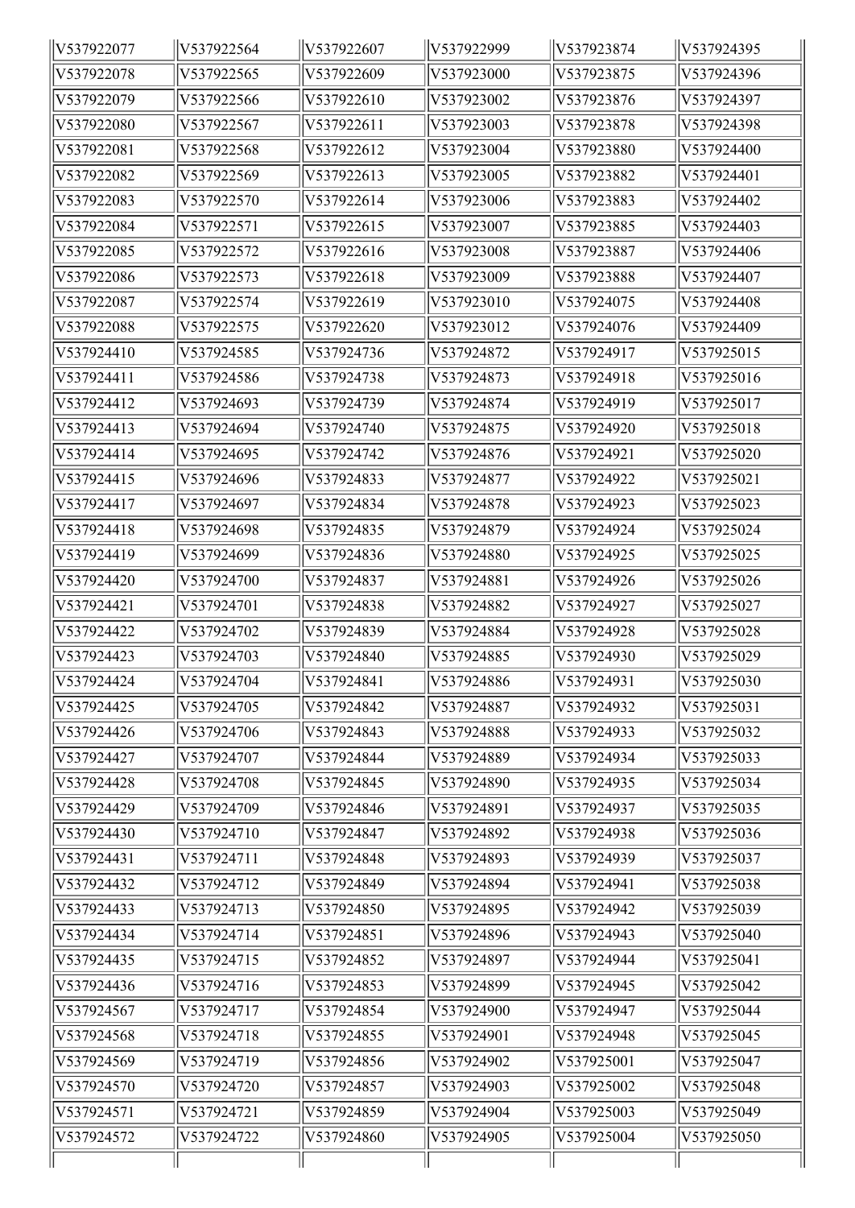| | | | | | |
|---|---|---|---|---|---|
| V537922077 | V537922564 | V537922607 | V537922999 | V537923874 | V537924395 |
| V537922078 | V537922565 | V537922609 | V537923000 | V537923875 | V537924396 |
| V537922079 | V537922566 | V537922610 | V537923002 | V537923876 | V537924397 |
| V537922080 | V537922567 | V537922611 | V537923003 | V537923878 | V537924398 |
| V537922081 | V537922568 | V537922612 | V537923004 | V537923880 | V537924400 |
| V537922082 | V537922569 | V537922613 | V537923005 | V537923882 | V537924401 |
| V537922083 | V537922570 | V537922614 | V537923006 | V537923883 | V537924402 |
| V537922084 | V537922571 | V537922615 | V537923007 | V537923885 | V537924403 |
| V537922085 | V537922572 | V537922616 | V537923008 | V537923887 | V537924406 |
| V537922086 | V537922573 | V537922618 | V537923009 | V537923888 | V537924407 |
| V537922087 | V537922574 | V537922619 | V537923010 | V537924075 | V537924408 |
| V537922088 | V537922575 | V537922620 | V537923012 | V537924076 | V537924409 |
| V537924410 | V537924585 | V537924736 | V537924872 | V537924917 | V537925015 |
| V537924411 | V537924586 | V537924738 | V537924873 | V537924918 | V537925016 |
| V537924412 | V537924693 | V537924739 | V537924874 | V537924919 | V537925017 |
| V537924413 | V537924694 | V537924740 | V537924875 | V537924920 | V537925018 |
| V537924414 | V537924695 | V537924742 | V537924876 | V537924921 | V537925020 |
| V537924415 | V537924696 | V537924833 | V537924877 | V537924922 | V537925021 |
| V537924417 | V537924697 | V537924834 | V537924878 | V537924923 | V537925023 |
| V537924418 | V537924698 | V537924835 | V537924879 | V537924924 | V537925024 |
| V537924419 | V537924699 | V537924836 | V537924880 | V537924925 | V537925025 |
| V537924420 | V537924700 | V537924837 | V537924881 | V537924926 | V537925026 |
| V537924421 | V537924701 | V537924838 | V537924882 | V537924927 | V537925027 |
| V537924422 | V537924702 | V537924839 | V537924884 | V537924928 | V537925028 |
| V537924423 | V537924703 | V537924840 | V537924885 | V537924930 | V537925029 |
| V537924424 | V537924704 | V537924841 | V537924886 | V537924931 | V537925030 |
| V537924425 | V537924705 | V537924842 | V537924887 | V537924932 | V537925031 |
| V537924426 | V537924706 | V537924843 | V537924888 | V537924933 | V537925032 |
| V537924427 | V537924707 | V537924844 | V537924889 | V537924934 | V537925033 |
| V537924428 | V537924708 | V537924845 | V537924890 | V537924935 | V537925034 |
| V537924429 | V537924709 | V537924846 | V537924891 | V537924937 | V537925035 |
| V537924430 | V537924710 | V537924847 | V537924892 | V537924938 | V537925036 |
| V537924431 | V537924711 | V537924848 | V537924893 | V537924939 | V537925037 |
| V537924432 | V537924712 | V537924849 | V537924894 | V537924941 | V537925038 |
| V537924433 | V537924713 | V537924850 | V537924895 | V537924942 | V537925039 |
| V537924434 | V537924714 | V537924851 | V537924896 | V537924943 | V537925040 |
| V537924435 | V537924715 | V537924852 | V537924897 | V537924944 | V537925041 |
| V537924436 | V537924716 | V537924853 | V537924899 | V537924945 | V537925042 |
| V537924567 | V537924717 | V537924854 | V537924900 | V537924947 | V537925044 |
| V537924568 | V537924718 | V537924855 | V537924901 | V537924948 | V537925045 |
| V537924569 | V537924719 | V537924856 | V537924902 | V537925001 | V537925047 |
| V537924570 | V537924720 | V537924857 | V537924903 | V537925002 | V537925048 |
| V537924571 | V537924721 | V537924859 | V537924904 | V537925003 | V537925049 |
| V537924572 | V537924722 | V537924860 | V537924905 | V537925004 | V537925050 |
| | | | | | |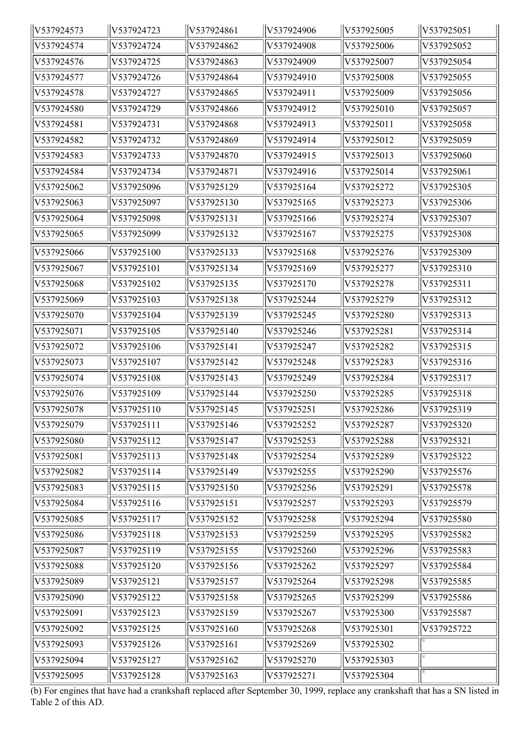| | | | | | |
|---|---|---|---|---|---|
| V537924573 | V537924723 | V537924861 | V537924906 | V537925005 | V537925051 |
| V537924574 | V537924724 | V537924862 | V537924908 | V537925006 | V537925052 |
| V537924576 | V537924725 | V537924863 | V537924909 | V537925007 | V537925054 |
| V537924577 | V537924726 | V537924864 | V537924910 | V537925008 | V537925055 |
| V537924578 | V537924727 | V537924865 | V537924911 | V537925009 | V537925056 |
| V537924580 | V537924729 | V537924866 | V537924912 | V537925010 | V537925057 |
| V537924581 | V537924731 | V537924868 | V537924913 | V537925011 | V537925058 |
| V537924582 | V537924732 | V537924869 | V537924914 | V537925012 | V537925059 |
| V537924583 | V537924733 | V537924870 | V537924915 | V537925013 | V537925060 |
| V537924584 | V537924734 | V537924871 | V537924916 | V537925014 | V537925061 |
| V537925062 | V537925096 | V537925129 | V537925164 | V537925272 | V537925305 |
| V537925063 | V537925097 | V537925130 | V537925165 | V537925273 | V537925306 |
| V537925064 | V537925098 | V537925131 | V537925166 | V537925274 | V537925307 |
| V537925065 | V537925099 | V537925132 | V537925167 | V537925275 | V537925308 |
| V537925066 | V537925100 | V537925133 | V537925168 | V537925276 | V537925309 |
| V537925067 | V537925101 | V537925134 | V537925169 | V537925277 | V537925310 |
| V537925068 | V537925102 | V537925135 | V537925170 | V537925278 | V537925311 |
| V537925069 | V537925103 | V537925138 | V537925244 | V537925279 | V537925312 |
| V537925070 | V537925104 | V537925139 | V537925245 | V537925280 | V537925313 |
| V537925071 | V537925105 | V537925140 | V537925246 | V537925281 | V537925314 |
| V537925072 | V537925106 | V537925141 | V537925247 | V537925282 | V537925315 |
| V537925073 | V537925107 | V537925142 | V537925248 | V537925283 | V537925316 |
| V537925074 | V537925108 | V537925143 | V537925249 | V537925284 | V537925317 |
| V537925076 | V537925109 | V537925144 | V537925250 | V537925285 | V537925318 |
| V537925078 | V537925110 | V537925145 | V537925251 | V537925286 | V537925319 |
| V537925079 | V537925111 | V537925146 | V537925252 | V537925287 | V537925320 |
| V537925080 | V537925112 | V537925147 | V537925253 | V537925288 | V537925321 |
| V537925081 | V537925113 | V537925148 | V537925254 | V537925289 | V537925322 |
| V537925082 | V537925114 | V537925149 | V537925255 | V537925290 | V537925576 |
| V537925083 | V537925115 | V537925150 | V537925256 | V537925291 | V537925578 |
| V537925084 | V537925116 | V537925151 | V537925257 | V537925293 | V537925579 |
| V537925085 | V537925117 | V537925152 | V537925258 | V537925294 | V537925580 |
| V537925086 | V537925118 | V537925153 | V537925259 | V537925295 | V537925582 |
| V537925087 | V537925119 | V537925155 | V537925260 | V537925296 | V537925583 |
| V537925088 | V537925120 | V537925156 | V537925262 | V537925297 | V537925584 |
| V537925089 | V537925121 | V537925157 | V537925264 | V537925298 | V537925585 |
| V537925090 | V537925122 | V537925158 | V537925265 | V537925299 | V537925586 |
| V537925091 | V537925123 | V537925159 | V537925267 | V537925300 | V537925587 |
| V537925092 | V537925125 | V537925160 | V537925268 | V537925301 | V537925722 |
| V537925093 | V537925126 | V537925161 | V537925269 | V537925302 | |
| V537925094 | V537925127 | V537925162 | V537925270 | V537925303 | |
| V537925095 | V537925128 | V537925163 | V537925271 | V537925304 | |

(b) For engines that have had a crankshaft replaced after September 30, 1999, replace any crankshaft that has a SN listed in Table 2 of this AD.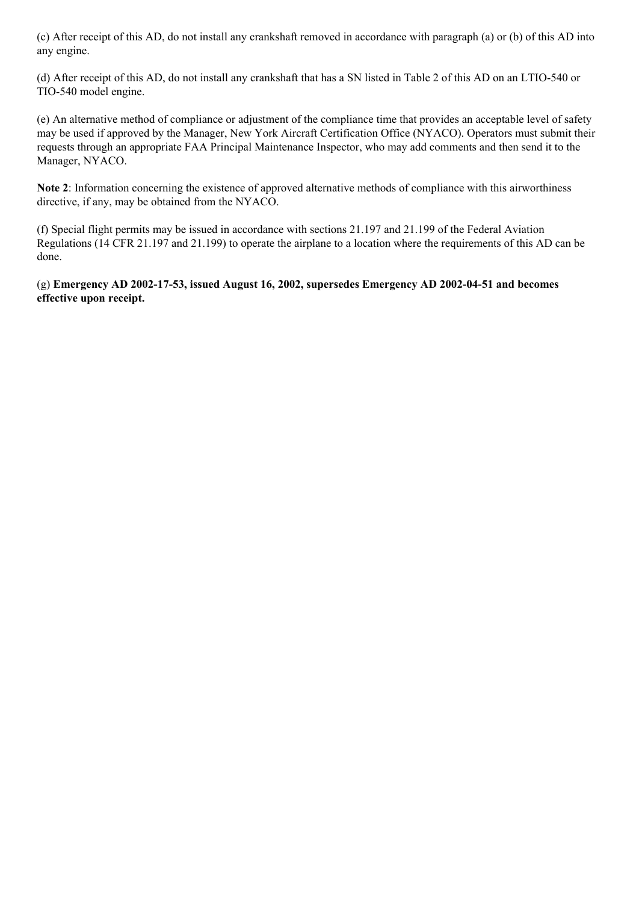(c) After receipt of this AD, do not install any crankshaft removed in accordance with paragraph (a) or (b) of this AD into any engine.

(d) After receipt of this AD, do not install any crankshaft that has a SN listed in Table 2 of this AD on an LTIO-540 or TIO-540 model engine.

(e) An alternative method of compliance or adjustment of the compliance time that provides an acceptable level of safety may be used if approved by the Manager, New York Aircraft Certification Office (NYACO). Operators must submit their requests through an appropriate FAA Principal Maintenance Inspector, who may add comments and then send it to the Manager, NYACO.

**Note 2**: Information concerning the existence of approved alternative methods of compliance with this airworthiness directive, if any, may be obtained from the NYACO.

(f) Special flight permits may be issued in accordance with sections 21.197 and 21.199 of the Federal Aviation Regulations (14 CFR 21.197 and 21.199) to operate the airplane to a location where the requirements of this AD can be done.

(g) **Emergency AD 2002-17-53, issued August 16, 2002, supersedes Emergency AD 2002-04-51 and becomes effective upon receipt.**